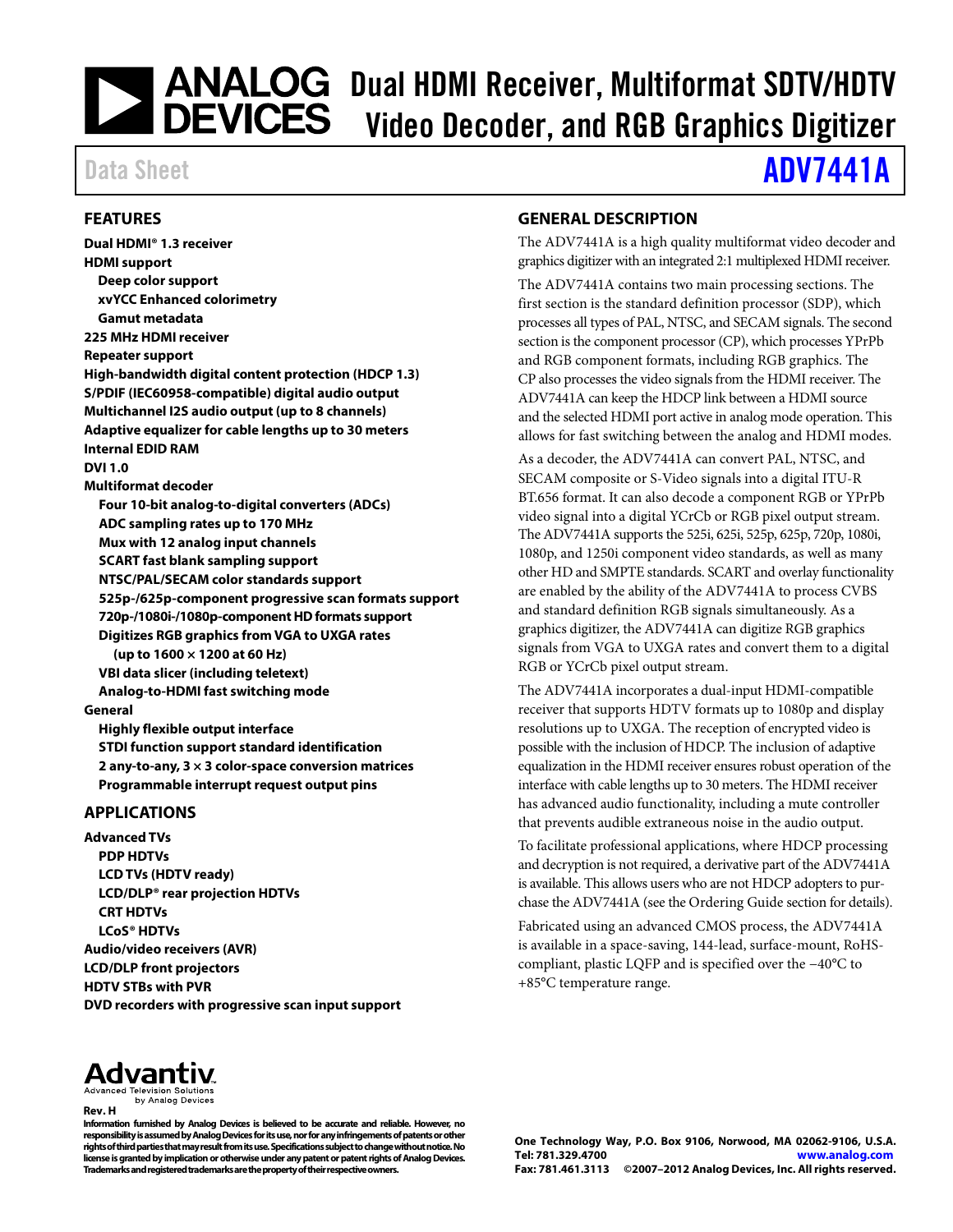# Dual HDMI Receiver, Multiformat SDTV/HDTV Video Decoder, and RGB Graphics Digitizer

Data Sheet **ADV7441A**

## FEATURES

**Dual HDMI® 1.3 receiver**
**HDMI support**
- **Deep color support**
- **xvYCC Enhanced colorimetry**
- **Gamut metadata**

**225 MHz HDMI receiver**
**Repeater support**
**High-bandwidth digital content protection (HDCP 1.3)**
**S/PDIF (IEC60958-compatible) digital audio output**
**Multichannel I2S audio output (up to 8 channels)**
**Adaptive equalizer for cable lengths up to 30 meters**
**Internal EDID RAM**
**DVI 1.0**
**Multiformat decoder**
- **Four 10-bit analog-to-digital converters (ADCs)**
- **ADC sampling rates up to 170 MHz**
- **Mux with 12 analog input channels**
- **SCART fast blank sampling support**
- **NTSC/PAL/SECAM color standards support**
- **525p-/625p-component progressive scan formats support**
- **720p-/1080i-/1080p-component HD formats support**
- **Digitizes RGB graphics from VGA to UXGA rates (up to 1600 × 1200 at 60 Hz)**
- **VBI data slicer (including teletext)**
- **Analog-to-HDMI fast switching mode**

**General**
- **Highly flexible output interface**
- **STDI function support standard identification**
- **2 any-to-any, 3 × 3 color-space conversion matrices**
- **Programmable interrupt request output pins**

## APPLICATIONS

**Advanced TVs**
- **PDP HDTVs**
- **LCD TVs (HDTV ready)**
- **LCD/DLP® rear projection HDTVs**
- **CRT HDTVs**
- **LCoS® HDTVs**

**Audio/video receivers (AVR)**
**LCD/DLP front projectors**
**HDTV STBs with PVR**
**DVD recorders with progressive scan input support**

## GENERAL DESCRIPTION

The ADV7441A is a high quality multiformat video decoder and graphics digitizer with an integrated 2:1 multiplexed HDMI receiver.

The ADV7441A contains two main processing sections. The first section is the standard definition processor (SDP), which processes all types of PAL, NTSC, and SECAM signals. The second section is the component processor (CP), which processes YPrPb and RGB component formats, including RGB graphics. The CP also processes the video signals from the HDMI receiver. The ADV7441A can keep the HDCP link between a HDMI source and the selected HDMI port active in analog mode operation. This allows for fast switching between the analog and HDMI modes.

As a decoder, the ADV7441A can convert PAL, NTSC, and SECAM composite or S-Video signals into a digital ITU-R BT.656 format. It can also decode a component RGB or YPrPb video signal into a digital YCrCb or RGB pixel output stream. The ADV7441A supports the 525i, 625i, 525p, 625p, 720p, 1080i, 1080p, and 1250i component video standards, as well as many other HD and SMPTE standards. SCART and overlay functionality are enabled by the ability of the ADV7441A to process CVBS and standard definition RGB signals simultaneously. As a graphics digitizer, the ADV7441A can digitize RGB graphics signals from VGA to UXGA rates and convert them to a digital RGB or YCrCb pixel output stream.

The ADV7441A incorporates a dual-input HDMI-compatible receiver that supports HDTV formats up to 1080p and display resolutions up to UXGA. The reception of encrypted video is possible with the inclusion of HDCP. The inclusion of adaptive equalization in the HDMI receiver ensures robust operation of the interface with cable lengths up to 30 meters. The HDMI receiver has advanced audio functionality, including a mute controller that prevents audible extraneous noise in the audio output.

To facilitate professional applications, where HDCP processing and decryption is not required, a derivative part of the ADV7441A is available. This allows users who are not HDCP adopters to purchase the ADV7441A (see the Ordering Guide section for details).

Fabricated using an advanced CMOS process, the ADV7441A is available in a space-saving, 144-lead, surface-mount, RoHS-compliant, plastic LQFP and is specified over the −40°C to +85°C temperature range.

Advantiv
Advanced Television Solutions
by Analog Devices

**Rev. H**

**Information furnished by Analog Devices is believed to be accurate and reliable. However, no responsibility is assumed by Analog Devices for its use, nor for any infringements of patents or other rights of third parties that may result from its use. Specifications subject to change without notice. No license is granted by implication or otherwise under any patent or patent rights of Analog Devices. Trademarks and registered trademarks are the property of their respective owners.**

**One Technology Way, P.O. Box 9106, Norwood, MA 02062-9106, U.S.A.**
**Tel: 781.329.4700 www.analog.com**
**Fax: 781.461.3113 ©2007–2012 Analog Devices, Inc. All rights reserved.**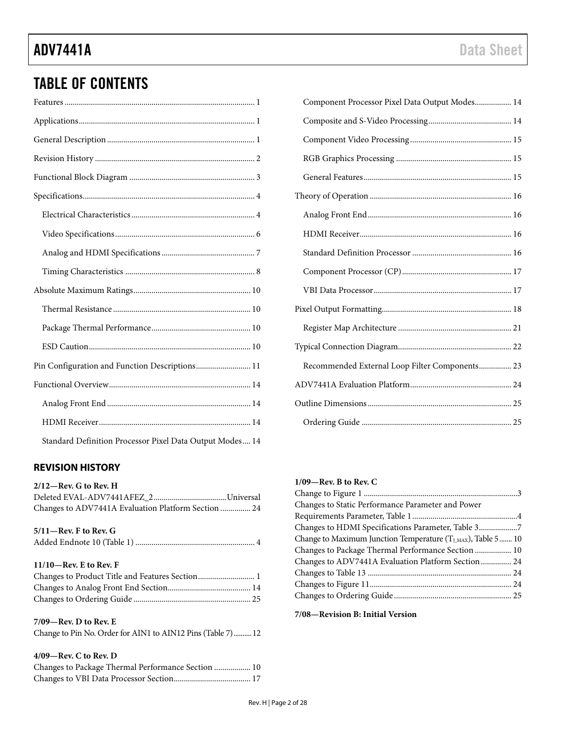## TABLE OF CONTENTS

Features ... 1
Applications ... 1
General Description ... 1
Revision History ... 2
Functional Block Diagram ... 3
Specifications ... 4
  Electrical Characteristics ... 4
  Video Specifications ... 6
  Analog and HDMI Specifications ... 7
  Timing Characteristics ... 8
Absolute Maximum Ratings ... 10
  Thermal Resistance ... 10
  Package Thermal Performance ... 10
  ESD Caution ... 10
Pin Configuration and Function Descriptions ... 11
Functional Overview ... 14
  Analog Front End ... 14
  HDMI Receiver ... 14
  Standard Definition Processor Pixel Data Output Modes ... 14
  Component Processor Pixel Data Output Modes ... 14
  Composite and S-Video Processing ... 14
  Component Video Processing ... 15
  RGB Graphics Processing ... 15
  General Features ... 15
Theory of Operation ... 16
  Analog Front End ... 16
  HDMI Receiver ... 16
  Standard Definition Processor ... 16
  Component Processor (CP) ... 17
  VBI Data Processor ... 17
Pixel Output Formatting ... 18
  Register Map Architecture ... 21
Typical Connection Diagram ... 22
  Recommended External Loop Filter Components ... 23
ADV7441A Evaluation Platform ... 24
Outline Dimensions ... 25
  Ordering Guide ... 25

## REVISION HISTORY

**2/12—Rev. G to Rev. H**

Deleted EVAL-ADV7441AFEZ_2 ... Universal
Changes to ADV7441A Evaluation Platform Section ... 24

**5/11—Rev. F to Rev. G**

Added Endnote 10 (Table 1) ... 4

**11/10—Rev. E to Rev. F**

Changes to Product Title and Features Section ... 1
Changes to Analog Front End Section ... 14
Changes to Ordering Guide ... 25

**7/09—Rev. D to Rev. E**

Change to Pin No. Order for AIN1 to AIN12 Pins (Table 7) ... 12

**4/09—Rev. C to Rev. D**

Changes to Package Thermal Performance Section ... 10
Changes to VBI Data Processor Section ... 17

**1/09—Rev. B to Rev. C**

Change to Figure 1 ... 3
Changes to Static Performance Parameter and Power Requirements Parameter, Table 1 ... 4
Changes to HDMI Specifications Parameter, Table 3 ... 7
Change to Maximum Junction Temperature ($T_{J\_MAX}$), Table 5 ... 10
Changes to Package Thermal Performance Section ... 10
Changes to ADV7441A Evaluation Platform Section ... 24
Changes to Table 13 ... 24
Changes to Figure 11 ... 24
Changes to Ordering Guide ... 25

**7/08—Revision B: Initial Version**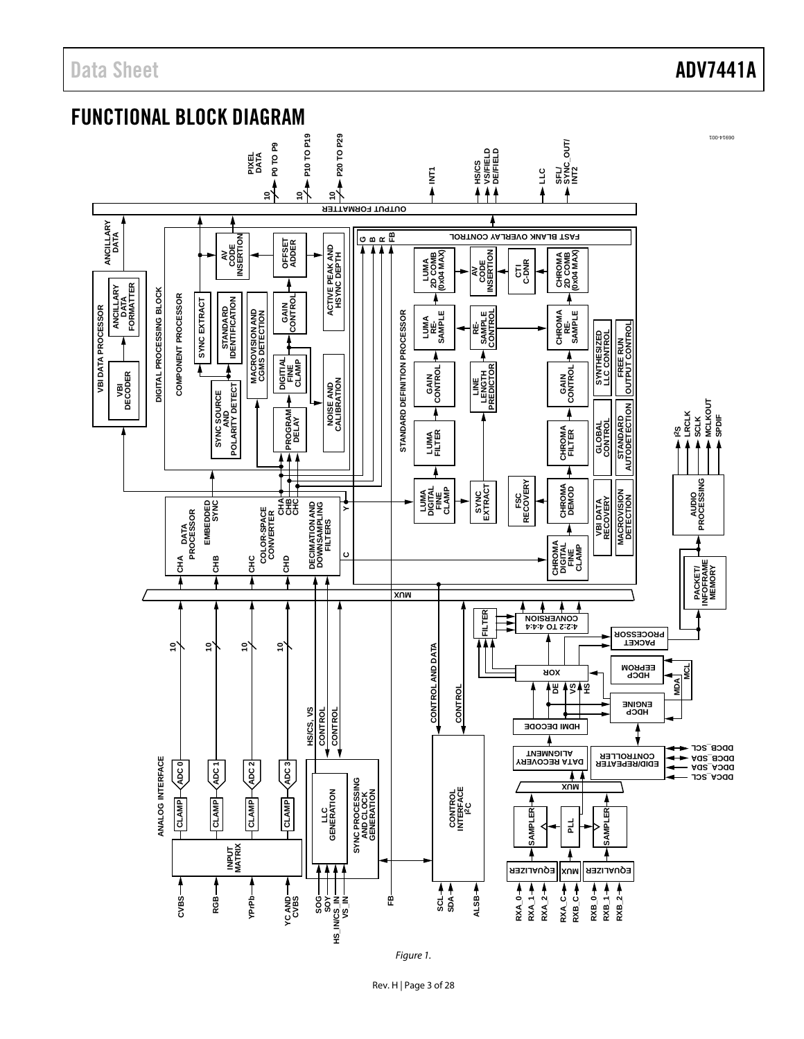## FUNCTIONAL BLOCK DIAGRAM

Figure 1.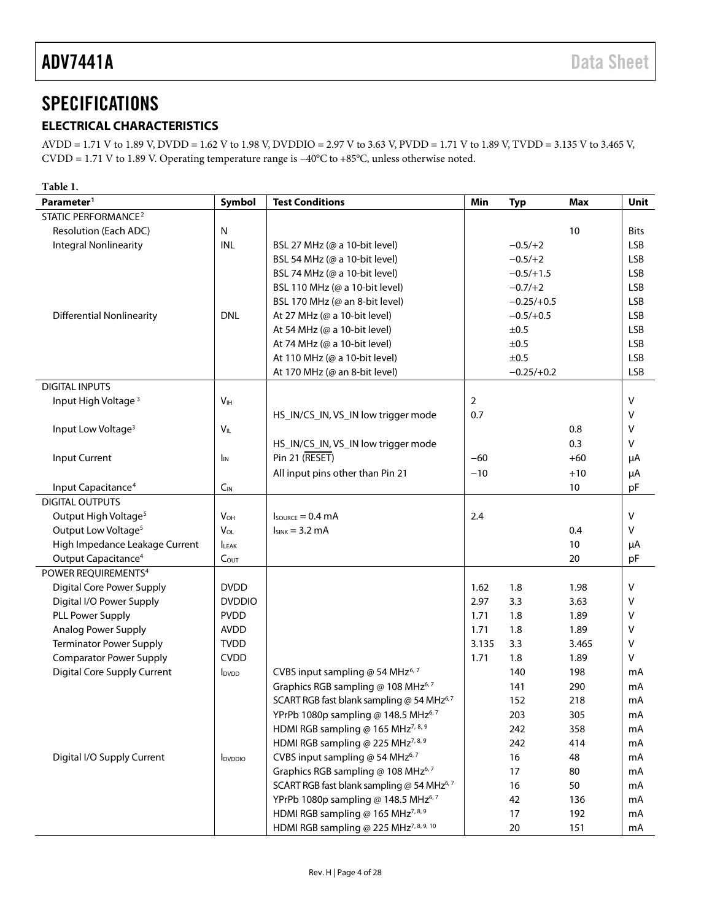# SPECIFICATIONS

## ELECTRICAL CHARACTERISTICS

AVDD = 1.71 V to 1.89 V, DVDD = 1.62 V to 1.98 V, DVDDIO = 2.97 V to 3.63 V, PVDD = 1.71 V to 1.89 V, TVDD = 3.135 V to 3.465 V, CVDD = 1.71 V to 1.89 V. Operating temperature range is −40°C to +85°C, unless otherwise noted.

**Table 1.**

| Parameter[1] | Symbol | Test Conditions | Min | Typ | Max | Unit |
|---|---|---|---|---|---|---|
| STATIC PERFORMANCE[2] | | | | | | |
| Resolution (Each ADC) | N | | | | 10 | Bits |
| Integral Nonlinearity | INL | BSL 27 MHz (@ a 10-bit level) | | −0.5/+2 | | LSB |
| | | BSL 54 MHz (@ a 10-bit level) | | −0.5/+2 | | LSB |
| | | BSL 74 MHz (@ a 10-bit level) | | −0.5/+1.5 | | LSB |
| | | BSL 110 MHz (@ a 10-bit level) | | −0.7/+2 | | LSB |
| | | BSL 170 MHz (@ an 8-bit level) | | −0.25/+0.5 | | LSB |
| Differential Nonlinearity | DNL | At 27 MHz (@ a 10-bit level) | | −0.5/+0.5 | | LSB |
| | | At 54 MHz (@ a 10-bit level) | | ±0.5 | | LSB |
| | | At 74 MHz (@ a 10-bit level) | | ±0.5 | | LSB |
| | | At 110 MHz (@ a 10-bit level) | | ±0.5 | | LSB |
| | | At 170 MHz (@ an 8-bit level) | | −0.25/+0.2 | | LSB |
| DIGITAL INPUTS | | | | | | |
| Input High Voltage[3] | $V_{IH}$ | | 2 | | | V |
| | | HS_IN/CS_IN, VS_IN low trigger mode | 0.7 | | | V |
| Input Low Voltage[3] | $V_{IL}$ | | | | 0.8 | V |
| | | HS_IN/CS_IN, VS_IN low trigger mode | | | 0.3 | V |
| Input Current | $I_{IN}$ | Pin 21 (RESET) | −60 | | +60 | μA |
| | | All input pins other than Pin 21 | −10 | | +10 | μA |
| Input Capacitance[4] | $C_{IN}$ | | | | 10 | pF |
| DIGITAL OUTPUTS | | | | | | |
| Output High Voltage[5] | $V_{OH}$ | $I_{SOURCE}$ = 0.4 mA | 2.4 | | | V |
| Output Low Voltage[5] | $V_{OL}$ | $I_{SINK}$ = 3.2 mA | | | 0.4 | V |
| High Impedance Leakage Current | $I_{LEAK}$ | | | | 10 | μA |
| Output Capacitance[4] | $C_{OUT}$ | | | | 20 | pF |
| POWER REQUIREMENTS[4] | | | | | | |
| Digital Core Power Supply | DVDD | | 1.62 | 1.8 | 1.98 | V |
| Digital I/O Power Supply | DVDDIO | | 2.97 | 3.3 | 3.63 | V |
| PLL Power Supply | PVDD | | 1.71 | 1.8 | 1.89 | V |
| Analog Power Supply | AVDD | | 1.71 | 1.8 | 1.89 | V |
| Terminator Power Supply | TVDD | | 3.135 | 3.3 | 3.465 | V |
| Comparator Power Supply | CVDD | | 1.71 | 1.8 | 1.89 | V |
| Digital Core Supply Current | $I_{DVDD}$ | CVBS input sampling @ 54 MHz[6,7] | | 140 | 198 | mA |
| | | Graphics RGB sampling @ 108 MHz[6,7] | | 141 | 290 | mA |
| | | SCART RGB fast blank sampling @ 54 MHz[6,7] | | 152 | 218 | mA |
| | | YPrPb 1080p sampling @ 148.5 MHz[6,7] | | 203 | 305 | mA |
| | | HDMI RGB sampling @ 165 MHz[7,8,9] | | 242 | 358 | mA |
| | | HDMI RGB sampling @ 225 MHz[7,8,9] | | 242 | 414 | mA |
| Digital I/O Supply Current | $I_{DVDDIO}$ | CVBS input sampling @ 54 MHz[6,7] | | 16 | 48 | mA |
| | | Graphics RGB sampling @ 108 MHz[6,7] | | 17 | 80 | mA |
| | | SCART RGB fast blank sampling @ 54 MHz[6,7] | | 16 | 50 | mA |
| | | YPrPb 1080p sampling @ 148.5 MHz[6,7] | | 42 | 136 | mA |
| | | HDMI RGB sampling @ 165 MHz[7,8,9] | | 17 | 192 | mA |
| | | HDMI RGB sampling @ 225 MHz[7,8,9,10] | | 20 | 151 | mA |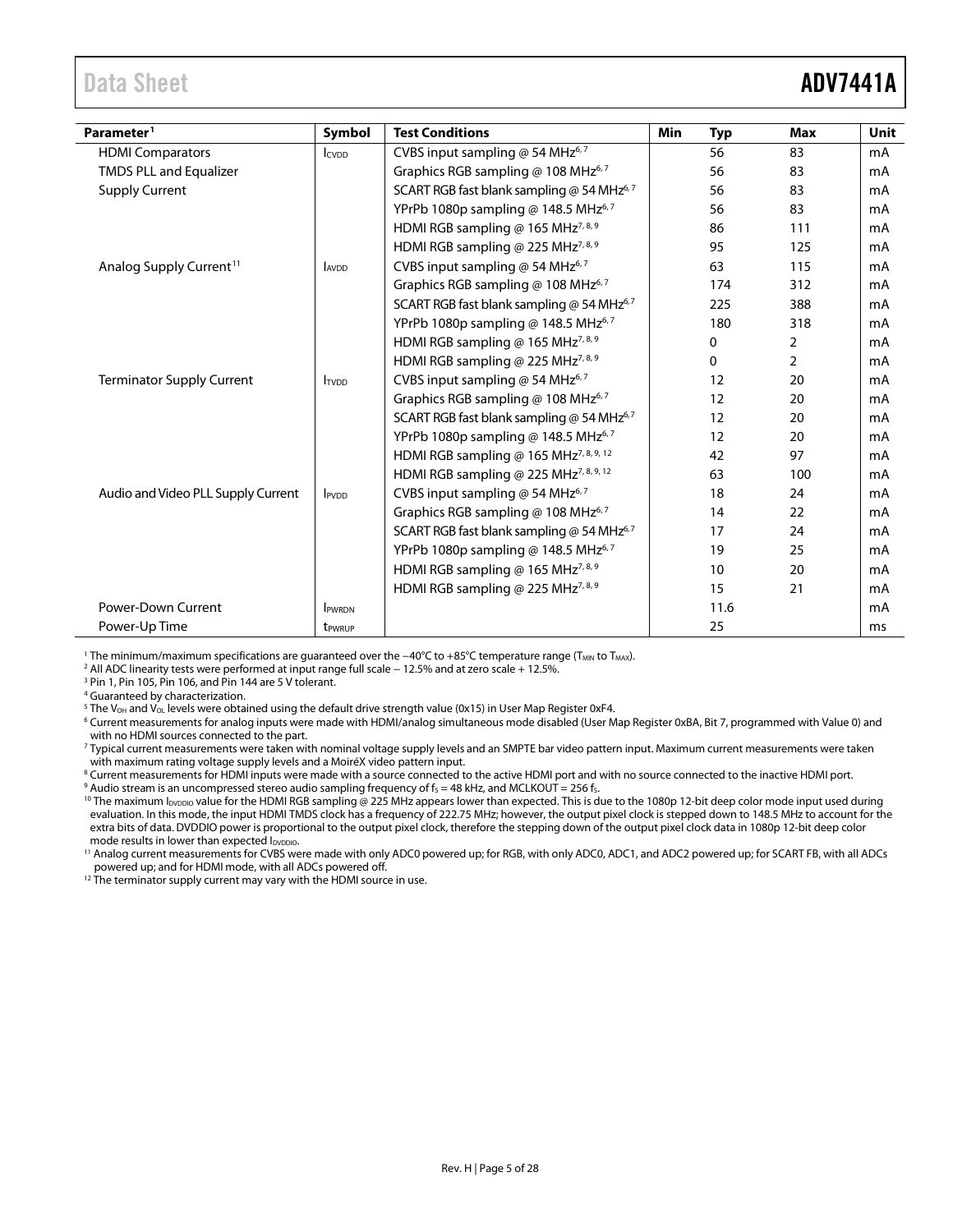| Parameter[1] | Symbol | Test Conditions | Min | Typ | Max | Unit |
|---|---|---|---|---|---|---|
| HDMI Comparators | $I_{CVDD}$ | CVBS input sampling @ 54 MHz[6, 7] | | 56 | 83 | mA |
| TMDS PLL and Equalizer | | Graphics RGB sampling @ 108 MHz[6, 7] | | 56 | 83 | mA |
| Supply Current | | SCART RGB fast blank sampling @ 54 MHz[6, 7] | | 56 | 83 | mA |
| | | YPrPb 1080p sampling @ 148.5 MHz[6, 7] | | 56 | 83 | mA |
| | | HDMI RGB sampling @ 165 MHz[7, 8, 9] | | 86 | 111 | mA |
| | | HDMI RGB sampling @ 225 MHz[7, 8, 9] | | 95 | 125 | mA |
| Analog Supply Current[11] | $I_{AVDD}$ | CVBS input sampling @ 54 MHz[6, 7] | | 63 | 115 | mA |
| | | Graphics RGB sampling @ 108 MHz[6, 7] | | 174 | 312 | mA |
| | | SCART RGB fast blank sampling @ 54 MHz[6, 7] | | 225 | 388 | mA |
| | | YPrPb 1080p sampling @ 148.5 MHz[6, 7] | | 180 | 318 | mA |
| | | HDMI RGB sampling @ 165 MHz[7, 8, 9] | | 0 | 2 | mA |
| | | HDMI RGB sampling @ 225 MHz[7, 8, 9] | | 0 | 2 | mA |
| Terminator Supply Current | $I_{TVDD}$ | CVBS input sampling @ 54 MHz[6, 7] | | 12 | 20 | mA |
| | | Graphics RGB sampling @ 108 MHz[6, 7] | | 12 | 20 | mA |
| | | SCART RGB fast blank sampling @ 54 MHz[6, 7] | | 12 | 20 | mA |
| | | YPrPb 1080p sampling @ 148.5 MHz[6, 7] | | 12 | 20 | mA |
| | | HDMI RGB sampling @ 165 MHz[7, 8, 9, 12] | | 42 | 97 | mA |
| | | HDMI RGB sampling @ 225 MHz[7, 8, 9, 12] | | 63 | 100 | mA |
| Audio and Video PLL Supply Current | $I_{PVDD}$ | CVBS input sampling @ 54 MHz[6, 7] | | 18 | 24 | mA |
| | | Graphics RGB sampling @ 108 MHz[6, 7] | | 14 | 22 | mA |
| | | SCART RGB fast blank sampling @ 54 MHz[6, 7] | | 17 | 24 | mA |
| | | YPrPb 1080p sampling @ 148.5 MHz[6, 7] | | 19 | 25 | mA |
| | | HDMI RGB sampling @ 165 MHz[7, 8, 9] | | 10 | 20 | mA |
| | | HDMI RGB sampling @ 225 MHz[7, 8, 9] | | 15 | 21 | mA |
| Power-Down Current | $I_{PWRDN}$ | | | 11.6 | | mA |
| Power-Up Time | $t_{PWRUP}$ | | | 25 | | ms |

[1] The minimum/maximum specifications are guaranteed over the −40°C to +85°C temperature range ($T_{MIN}$ to $T_{MAX}$).

[2] All ADC linearity tests were performed at input range full scale − 12.5% and at zero scale + 12.5%.

[3] Pin 1, Pin 105, Pin 106, and Pin 144 are 5 V tolerant.

[4] Guaranteed by characterization.

[5] The $V_{OH}$ and $V_{OL}$ levels were obtained using the default drive strength value (0x15) in User Map Register 0xF4.

[6] Current measurements for analog inputs were made with HDMI/analog simultaneous mode disabled (User Map Register 0xBA, Bit 7, programmed with Value 0) and with no HDMI sources connected to the part.

[7] Typical current measurements were taken with nominal voltage supply levels and an SMPTE bar video pattern input. Maximum current measurements were taken with maximum rating voltage supply levels and a MoiréX video pattern input.

[8] Current measurements for HDMI inputs were made with a source connected to the active HDMI port and with no source connected to the inactive HDMI port.

[9] Audio stream is an uncompressed stereo audio sampling frequency of $f_S$ = 48 kHz, and MCLKOUT = 256 $f_S$.

[10] The maximum $I_{DVDDIO}$ value for the HDMI RGB sampling @ 225 MHz appears lower than expected. This is due to the 1080p 12-bit deep color mode input used during evaluation. In this mode, the input HDMI TMDS clock has a frequency of 222.75 MHz; however, the output pixel clock is stepped down to 148.5 MHz to account for the extra bits of data. DVDDIO power is proportional to the output pixel clock, therefore the stepping down of the output pixel clock data in 1080p 12-bit deep color mode results in lower than expected $I_{DVDDIO}$.

[11] Analog current measurements for CVBS were made with only ADC0 powered up; for RGB, with only ADC0, ADC1, and ADC2 powered up; for SCART FB, with all ADCs powered up; and for HDMI mode, with all ADCs powered off.

[12] The terminator supply current may vary with the HDMI source in use.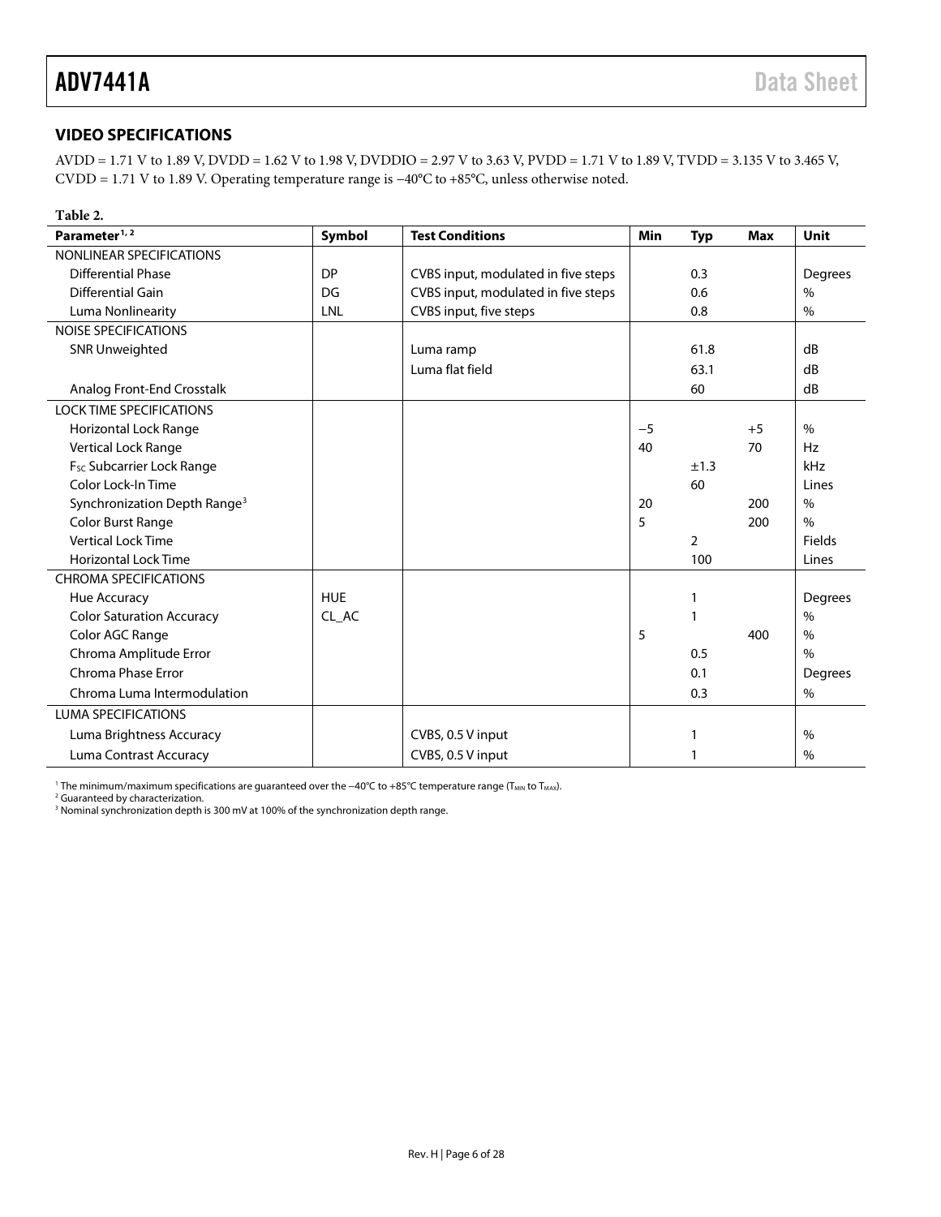## VIDEO SPECIFICATIONS

AVDD = 1.71 V to 1.89 V, DVDD = 1.62 V to 1.98 V, DVDDIO = 2.97 V to 3.63 V, PVDD = 1.71 V to 1.89 V, TVDD = 3.135 V to 3.465 V, CVDD = 1.71 V to 1.89 V. Operating temperature range is −40°C to +85°C, unless otherwise noted.

**Table 2.**

| Parameter[1, 2] | Symbol | Test Conditions | Min | Typ | Max | Unit |
|---|---|---|---|---|---|---|
| NONLINEAR SPECIFICATIONS | | | | | | |
| Differential Phase | DP | CVBS input, modulated in five steps | | 0.3 | | Degrees |
| Differential Gain | DG | CVBS input, modulated in five steps | | 0.6 | | % |
| Luma Nonlinearity | LNL | CVBS input, five steps | | 0.8 | | % |
| NOISE SPECIFICATIONS | | | | | | |
| SNR Unweighted | | Luma ramp | | 61.8 | | dB |
| | | Luma flat field | | 63.1 | | dB |
| Analog Front-End Crosstalk | | | | 60 | | dB |
| LOCK TIME SPECIFICATIONS | | | | | | |
| Horizontal Lock Range | | | −5 | | +5 | % |
| Vertical Lock Range | | | 40 | | 70 | Hz |
| $F_{SC}$ Subcarrier Lock Range | | | | ±1.3 | | kHz |
| Color Lock-In Time | | | | 60 | | Lines |
| Synchronization Depth Range[3] | | | 20 | | 200 | % |
| Color Burst Range | | | 5 | | 200 | % |
| Vertical Lock Time | | | | 2 | | Fields |
| Horizontal Lock Time | | | | 100 | | Lines |
| CHROMA SPECIFICATIONS | | | | | | |
| Hue Accuracy | HUE | | | 1 | | Degrees |
| Color Saturation Accuracy | CL_AC | | | 1 | | % |
| Color AGC Range | | | 5 | | 400 | % |
| Chroma Amplitude Error | | | | 0.5 | | % |
| Chroma Phase Error | | | | 0.1 | | Degrees |
| Chroma Luma Intermodulation | | | | 0.3 | | % |
| LUMA SPECIFICATIONS | | | | | | |
| Luma Brightness Accuracy | | CVBS, 0.5 V input | | 1 | | % |
| Luma Contrast Accuracy | | CVBS, 0.5 V input | | 1 | | % |

[1] The minimum/maximum specifications are guaranteed over the −40°C to +85°C temperature range ($T_{MIN}$ to $T_{MAX}$).
[2] Guaranteed by characterization.
[3] Nominal synchronization depth is 300 mV at 100% of the synchronization depth range.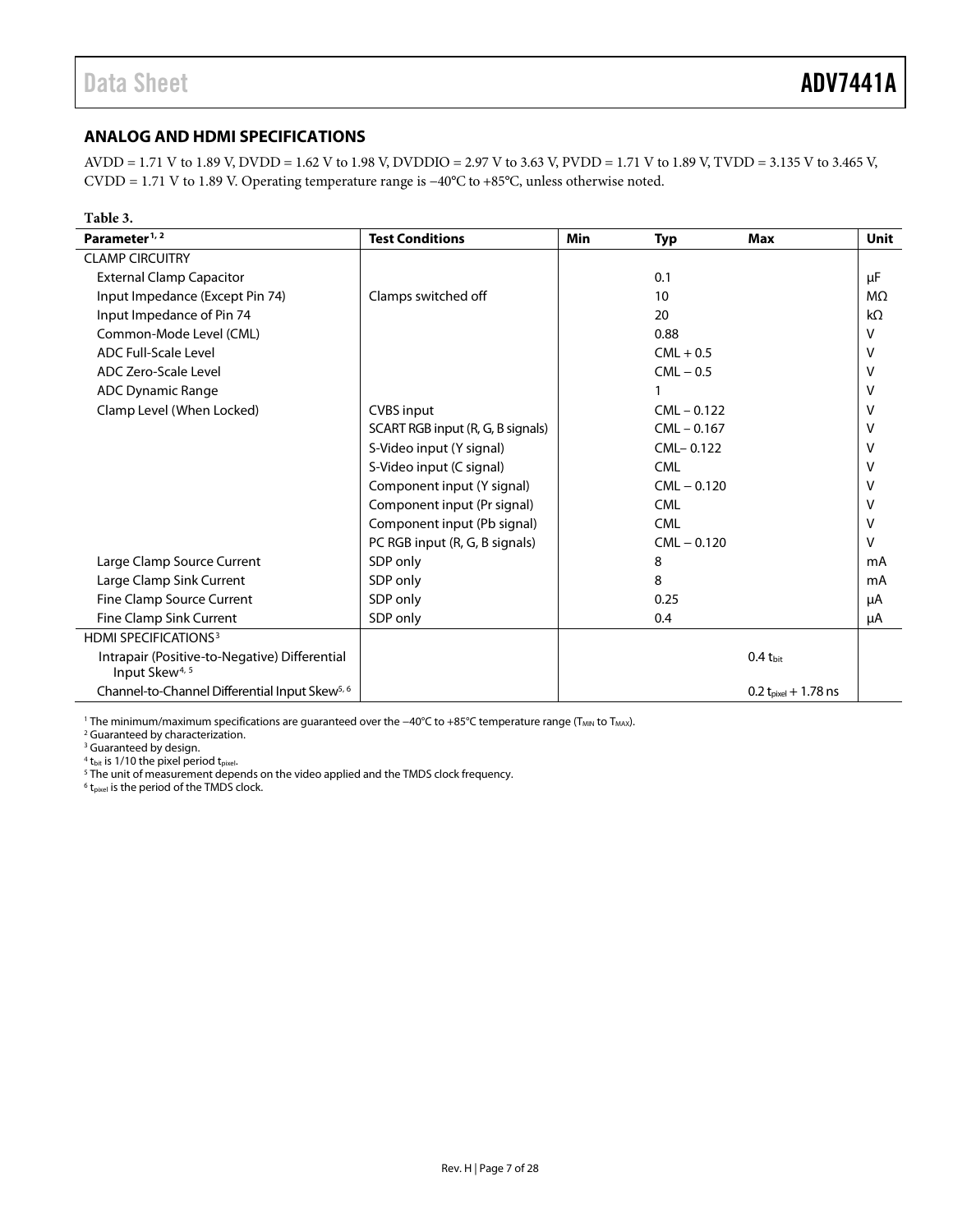## ANALOG AND HDMI SPECIFICATIONS

AVDD = 1.71 V to 1.89 V, DVDD = 1.62 V to 1.98 V, DVDDIO = 2.97 V to 3.63 V, PVDD = 1.71 V to 1.89 V, TVDD = 3.135 V to 3.465 V, CVDD = 1.71 V to 1.89 V. Operating temperature range is −40°C to +85°C, unless otherwise noted.

**Table 3.**

| Parameter[1, 2] | Test Conditions | Min | Typ | Max | Unit |
|---|---|---|---|---|---|
| CLAMP CIRCUITRY | | | | | |
| External Clamp Capacitor | | | 0.1 | | μF |
| Input Impedance (Except Pin 74) | Clamps switched off | | 10 | | MΩ |
| Input Impedance of Pin 74 | | | 20 | | kΩ |
| Common-Mode Level (CML) | | | 0.88 | | V |
| ADC Full-Scale Level | | | CML + 0.5 | | V |
| ADC Zero-Scale Level | | | CML − 0.5 | | V |
| ADC Dynamic Range | | | 1 | | V |
| Clamp Level (When Locked) | CVBS input | | CML − 0.122 | | V |
| | SCART RGB input (R, G, B signals) | | CML − 0.167 | | V |
| | S-Video input (Y signal) | | CML− 0.122 | | V |
| | S-Video input (C signal) | | CML | | V |
| | Component input (Y signal) | | CML − 0.120 | | V |
| | Component input (Pr signal) | | CML | | V |
| | Component input (Pb signal) | | CML | | V |
| | PC RGB input (R, G, B signals) | | CML − 0.120 | | V |
| Large Clamp Source Current | SDP only | | 8 | | mA |
| Large Clamp Sink Current | SDP only | | 8 | | mA |
| Fine Clamp Source Current | SDP only | | 0.25 | | μA |
| Fine Clamp Sink Current | SDP only | | 0.4 | | μA |
| HDMI SPECIFICATIONS[3] | | | | | |
| Intrapair (Positive-to-Negative) Differential Input Skew[4, 5] | | | | 0.4 $t_{bit}$ | |
| Channel-to-Channel Differential Input Skew[5, 6] | | | | 0.2 $t_{pixel}$ + 1.78 ns | |

[1] The minimum/maximum specifications are guaranteed over the −40°C to +85°C temperature range ($T_{MIN}$ to $T_{MAX}$).
[2] Guaranteed by characterization.
[3] Guaranteed by design.
[4] $t_{bit}$ is 1/10 the pixel period $t_{pixel}$.
[5] The unit of measurement depends on the video applied and the TMDS clock frequency.
[6] $t_{pixel}$ is the period of the TMDS clock.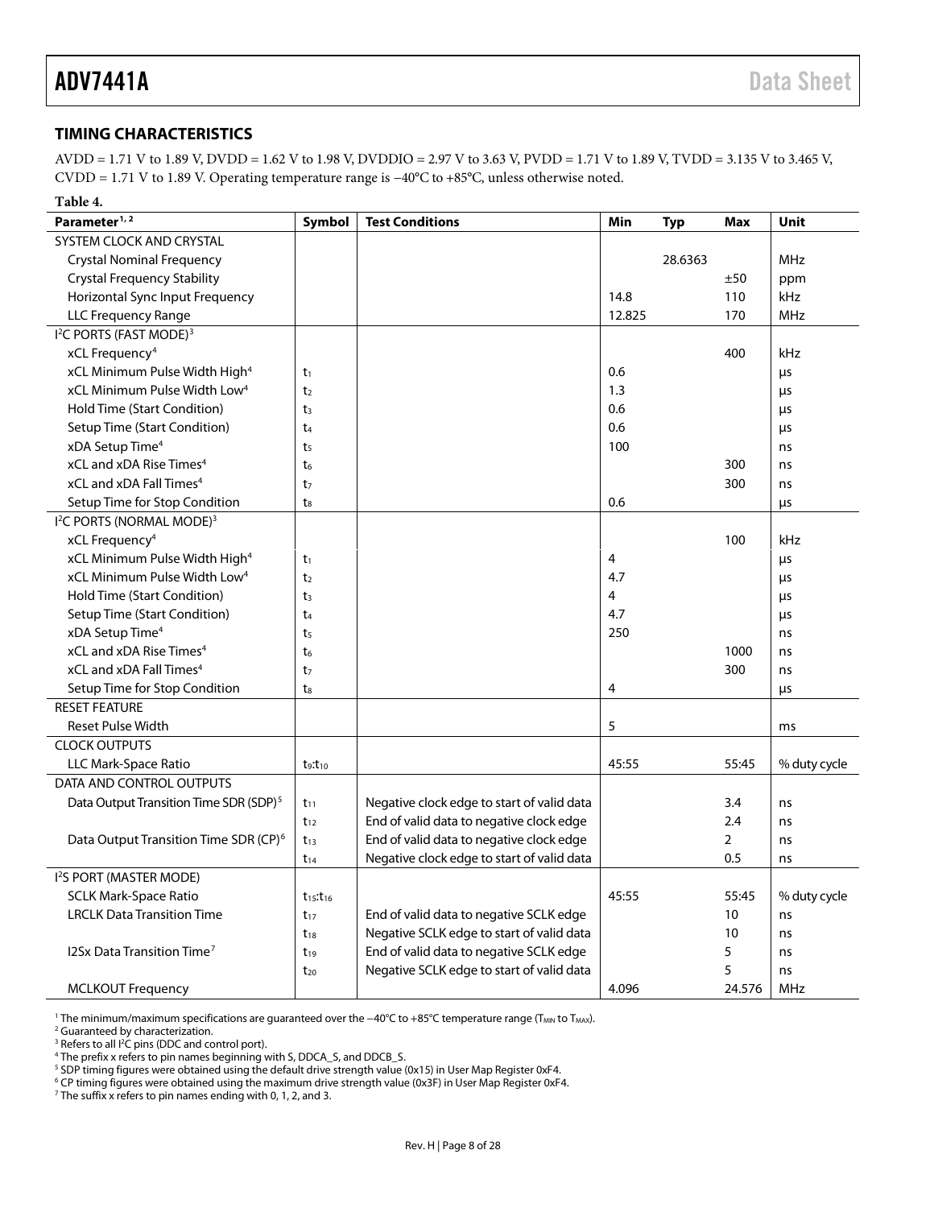## TIMING CHARACTERISTICS

AVDD = 1.71 V to 1.89 V, DVDD = 1.62 V to 1.98 V, DVDDIO = 2.97 V to 3.63 V, PVDD = 1.71 V to 1.89 V, TVDD = 3.135 V to 3.465 V, CVDD = 1.71 V to 1.89 V. Operating temperature range is −40°C to +85°C, unless otherwise noted.

**Table 4.**

| Parameter[1, 2] | Symbol | Test Conditions | Min | Typ | Max | Unit |
|---|---|---|---|---|---|---|
| SYSTEM CLOCK AND CRYSTAL | | | | | | |
| Crystal Nominal Frequency | | | | 28.6363 | | MHz |
| Crystal Frequency Stability | | | | | ±50 | ppm |
| Horizontal Sync Input Frequency | | | 14.8 | | 110 | kHz |
| LLC Frequency Range | | | 12.825 | | 170 | MHz |
| I²C PORTS (FAST MODE)[3] | | | | | | |
| xCL Frequency[4] | | | | | 400 | kHz |
| xCL Minimum Pulse Width High[4] | $t_1$ | | 0.6 | | | μs |
| xCL Minimum Pulse Width Low[4] | $t_2$ | | 1.3 | | | μs |
| Hold Time (Start Condition) | $t_3$ | | 0.6 | | | μs |
| Setup Time (Start Condition) | $t_4$ | | 0.6 | | | μs |
| xDA Setup Time[4] | $t_5$ | | 100 | | | ns |
| xCL and xDA Rise Times[4] | $t_6$ | | | | 300 | ns |
| xCL and xDA Fall Times[4] | $t_7$ | | | | 300 | ns |
| Setup Time for Stop Condition | $t_8$ | | 0.6 | | | μs |
| I²C PORTS (NORMAL MODE)[3] | | | | | | |
| xCL Frequency[4] | | | | | 100 | kHz |
| xCL Minimum Pulse Width High[4] | $t_1$ | | 4 | | | μs |
| xCL Minimum Pulse Width Low[4] | $t_2$ | | 4.7 | | | μs |
| Hold Time (Start Condition) | $t_3$ | | 4 | | | μs |
| Setup Time (Start Condition) | $t_4$ | | 4.7 | | | μs |
| xDA Setup Time[4] | $t_5$ | | 250 | | | ns |
| xCL and xDA Rise Times[4] | $t_6$ | | | | 1000 | ns |
| xCL and xDA Fall Times[4] | $t_7$ | | | | 300 | ns |
| Setup Time for Stop Condition | $t_8$ | | 4 | | | μs |
| RESET FEATURE | | | | | | |
| Reset Pulse Width | | | 5 | | | ms |
| CLOCK OUTPUTS | | | | | | |
| LLC Mark-Space Ratio | $t_9$:$t_{10}$ | | 45:55 | | 55:45 | % duty cycle |
| DATA AND CONTROL OUTPUTS | | | | | | |
| Data Output Transition Time SDR (SDP)[5] | $t_{11}$ | Negative clock edge to start of valid data | | | 3.4 | ns |
| | $t_{12}$ | End of valid data to negative clock edge | | | 2.4 | ns |
| Data Output Transition Time SDR (CP)[6] | $t_{13}$ | End of valid data to negative clock edge | | | 2 | ns |
| | $t_{14}$ | Negative clock edge to start of valid data | | | 0.5 | ns |
| I²S PORT (MASTER MODE) | | | | | | |
| SCLK Mark-Space Ratio | $t_{15}$:$t_{16}$ | | 45:55 | | 55:45 | % duty cycle |
| LRCLK Data Transition Time | $t_{17}$ | End of valid data to negative SCLK edge | | | 10 | ns |
| | $t_{18}$ | Negative SCLK edge to start of valid data | | | 10 | ns |
| I2Sx Data Transition Time[7] | $t_{19}$ | End of valid data to negative SCLK edge | | | 5 | ns |
| | $t_{20}$ | Negative SCLK edge to start of valid data | | | 5 | ns |
| MCLKOUT Frequency | | | 4.096 | | 24.576 | MHz |

[1] The minimum/maximum specifications are guaranteed over the −40°C to +85°C temperature range ($T_{MIN}$ to $T_{MAX}$).
[2] Guaranteed by characterization.
[3] Refers to all I²C pins (DDC and control port).
[4] The prefix x refers to pin names beginning with S, DDCA_S, and DDCB_S.
[5] SDP timing figures were obtained using the default drive strength value (0x15) in User Map Register 0xF4.
[6] CP timing figures were obtained using the maximum drive strength value (0x3F) in User Map Register 0xF4.
[7] The suffix x refers to pin names ending with 0, 1, 2, and 3.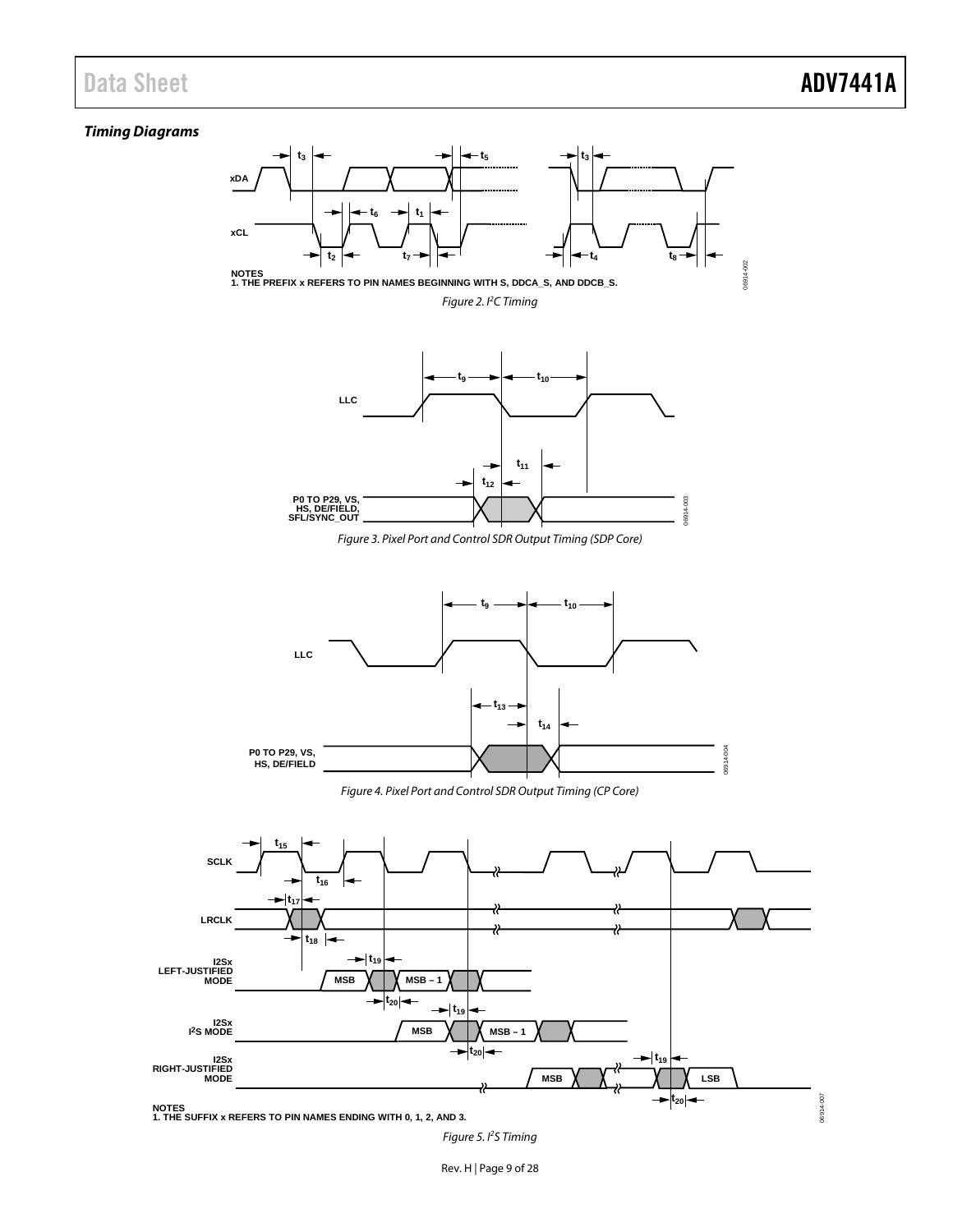### *Timing Diagrams*

NOTES
1. THE PREFIX x REFERS TO PIN NAMES BEGINNING WITH S, DDCA_S, AND DDCB_S.

*Figure 2. I²C Timing*

*Figure 3. Pixel Port and Control SDR Output Timing (SDP Core)*

*Figure 4. Pixel Port and Control SDR Output Timing (CP Core)*

NOTES
1. THE SUFFIX x REFERS TO PIN NAMES ENDING WITH 0, 1, 2, AND 3.

*Figure 5. I²S Timing*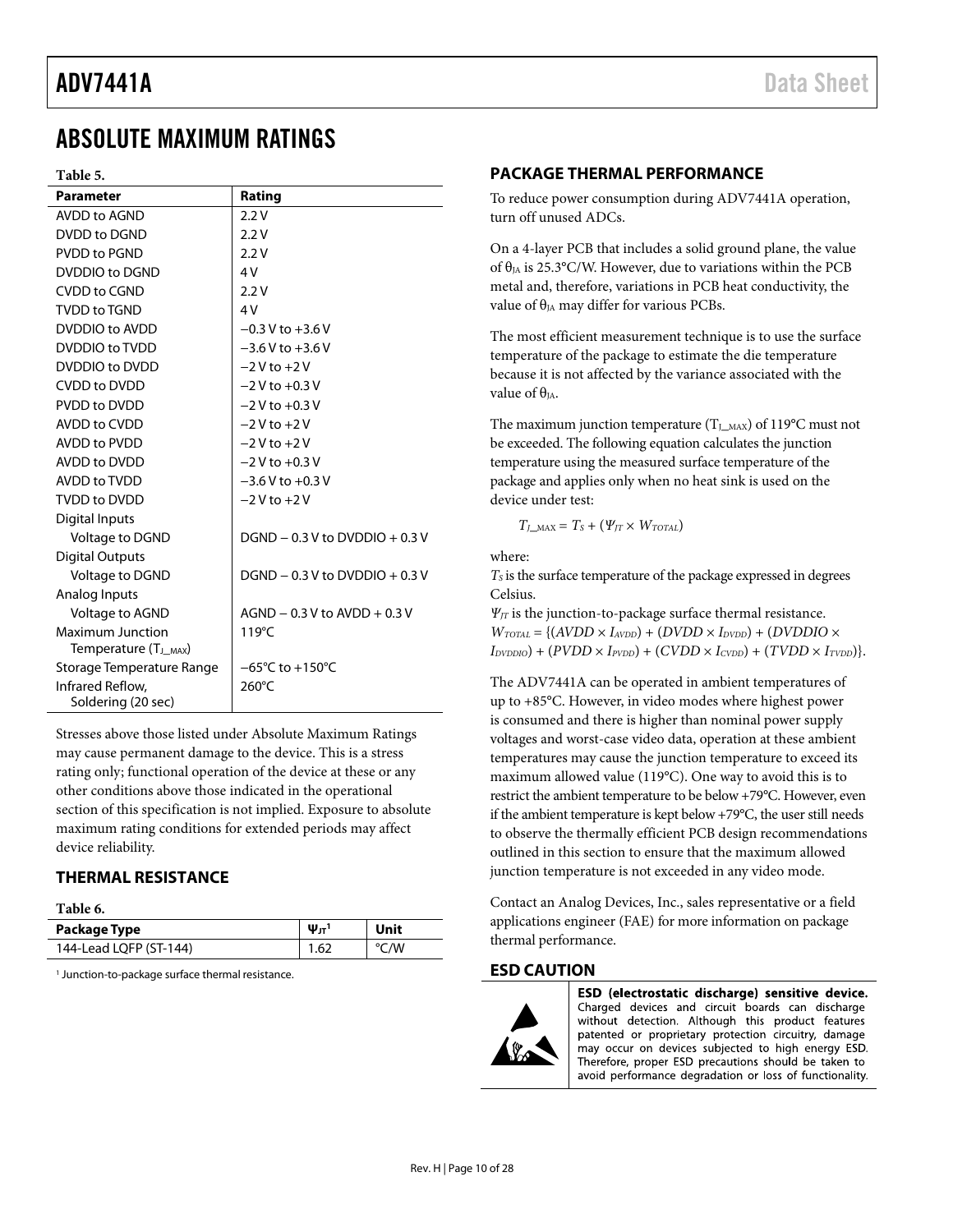# ABSOLUTE MAXIMUM RATINGS

**Table 5.**

| Parameter | Rating |
|---|---|
| AVDD to AGND | 2.2 V |
| DVDD to DGND | 2.2 V |
| PVDD to PGND | 2.2 V |
| DVDDIO to DGND | 4 V |
| CVDD to CGND | 2.2 V |
| TVDD to TGND | 4 V |
| DVDDIO to AVDD | −0.3 V to +3.6 V |
| DVDDIO to TVDD | −3.6 V to +3.6 V |
| DVDDIO to DVDD | −2 V to +2 V |
| CVDD to DVDD | −2 V to +0.3 V |
| PVDD to DVDD | −2 V to +0.3 V |
| AVDD to CVDD | −2 V to +2 V |
| AVDD to PVDD | −2 V to +2 V |
| AVDD to DVDD | −2 V to +0.3 V |
| AVDD to TVDD | −3.6 V to +0.3 V |
| TVDD to DVDD | −2 V to +2 V |
| Digital Inputs | |
| Voltage to DGND | DGND − 0.3 V to DVDDIO + 0.3 V |
| Digital Outputs | |
| Voltage to DGND | DGND − 0.3 V to DVDDIO + 0.3 V |
| Analog Inputs | |
| Voltage to AGND | AGND − 0.3 V to AVDD + 0.3 V |
| Maximum Junction Temperature ($T_{J\_MAX}$) | 119°C |
| Storage Temperature Range | −65°C to +150°C |
| Infrared Reflow, Soldering (20 sec) | 260°C |

Stresses above those listed under Absolute Maximum Ratings may cause permanent damage to the device. This is a stress rating only; functional operation of the device at these or any other conditions above those indicated in the operational section of this specification is not implied. Exposure to absolute maximum rating conditions for extended periods may affect device reliability.

## THERMAL RESISTANCE

**Table 6.**

| Package Type | $\Psi_{JT}$[1] | Unit |
|---|---|---|
| 144-Lead LQFP (ST-144) | 1.62 | °C/W |

[1] Junction-to-package surface thermal resistance.

## PACKAGE THERMAL PERFORMANCE

To reduce power consumption during ADV7441A operation, turn off unused ADCs.

On a 4-layer PCB that includes a solid ground plane, the value of $\theta_{JA}$ is 25.3°C/W. However, due to variations within the PCB metal and, therefore, variations in PCB heat conductivity, the value of $\theta_{JA}$ may differ for various PCBs.

The most efficient measurement technique is to use the surface temperature of the package to estimate the die temperature because it is not affected by the variance associated with the value of $\theta_{JA}$.

The maximum junction temperature ($T_{J\_MAX}$) of 119°C must not be exceeded. The following equation calculates the junction temperature using the measured surface temperature of the package and applies only when no heat sink is used on the device under test:

$$T_{J\_MAX} = T_S + (\Psi_{JT} \times W_{TOTAL})$$

where:

$T_S$ is the surface temperature of the package expressed in degrees Celsius.

$\Psi_{JT}$ is the junction-to-package surface thermal resistance.

$W_{TOTAL} = \{(AVDD \times I_{AVDD}) + (DVDD \times I_{DVDD}) + (DVDDIO \times I_{DVDDIO}) + (PVDD \times I_{PVDD}) + (CVDD \times I_{CVDD}) + (TVDD \times I_{TVDD})\}$.

The ADV7441A can be operated in ambient temperatures of up to +85°C. However, in video modes where highest power is consumed and there is higher than nominal power supply voltages and worst-case video data, operation at these ambient temperatures may cause the junction temperature to exceed its maximum allowed value (119°C). One way to avoid this is to restrict the ambient temperature to be below +79°C. However, even if the ambient temperature is kept below +79°C, the user still needs to observe the thermally efficient PCB design recommendations outlined in this section to ensure that the maximum allowed junction temperature is not exceeded in any video mode.

Contact an Analog Devices, Inc., sales representative or a field applications engineer (FAE) for more information on package thermal performance.

## ESD CAUTION

**ESD (electrostatic discharge) sensitive device.** Charged devices and circuit boards can discharge without detection. Although this product features patented or proprietary protection circuitry, damage may occur on devices subjected to high energy ESD. Therefore, proper ESD precautions should be taken to avoid performance degradation or loss of functionality.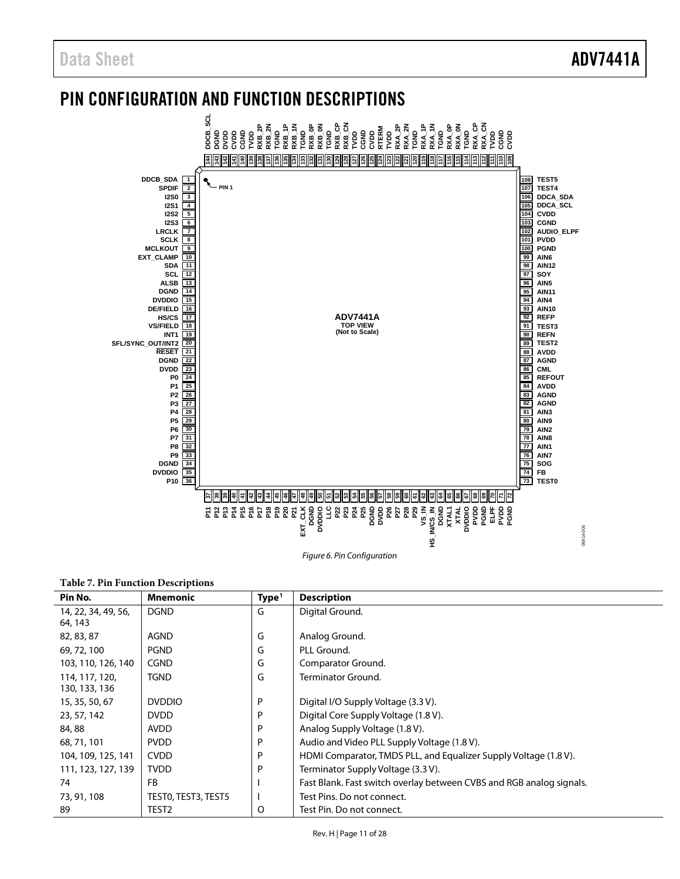## PIN CONFIGURATION AND FUNCTION DESCRIPTIONS

Figure 6. Pin Configuration

**Table 7. Pin Function Descriptions**

| Pin No. | Mnemonic | Type[1] | Description |
|---|---|---|---|
| 14, 22, 34, 49, 56, 64, 143 | DGND | G | Digital Ground. |
| 82, 83, 87 | AGND | G | Analog Ground. |
| 69, 72, 100 | PGND | G | PLL Ground. |
| 103, 110, 126, 140 | CGND | G | Comparator Ground. |
| 114, 117, 120, 130, 133, 136 | TGND | G | Terminator Ground. |
| 15, 35, 50, 67 | DVDDIO | P | Digital I/O Supply Voltage (3.3 V). |
| 23, 57, 142 | DVDD | P | Digital Core Supply Voltage (1.8 V). |
| 84, 88 | AVDD | P | Analog Supply Voltage (1.8 V). |
| 68, 71, 101 | PVDD | P | Audio and Video PLL Supply Voltage (1.8 V). |
| 104, 109, 125, 141 | CVDD | P | HDMI Comparator, TMDS PLL, and Equalizer Supply Voltage (1.8 V). |
| 111, 123, 127, 139 | TVDD | P | Terminator Supply Voltage (3.3 V). |
| 74 | FB | I | Fast Blank. Fast switch overlay between CVBS and RGB analog signals. |
| 73, 91, 108 | TEST0, TEST3, TEST5 | I | Test Pins. Do not connect. |
| 89 | TEST2 | O | Test Pin. Do not connect. |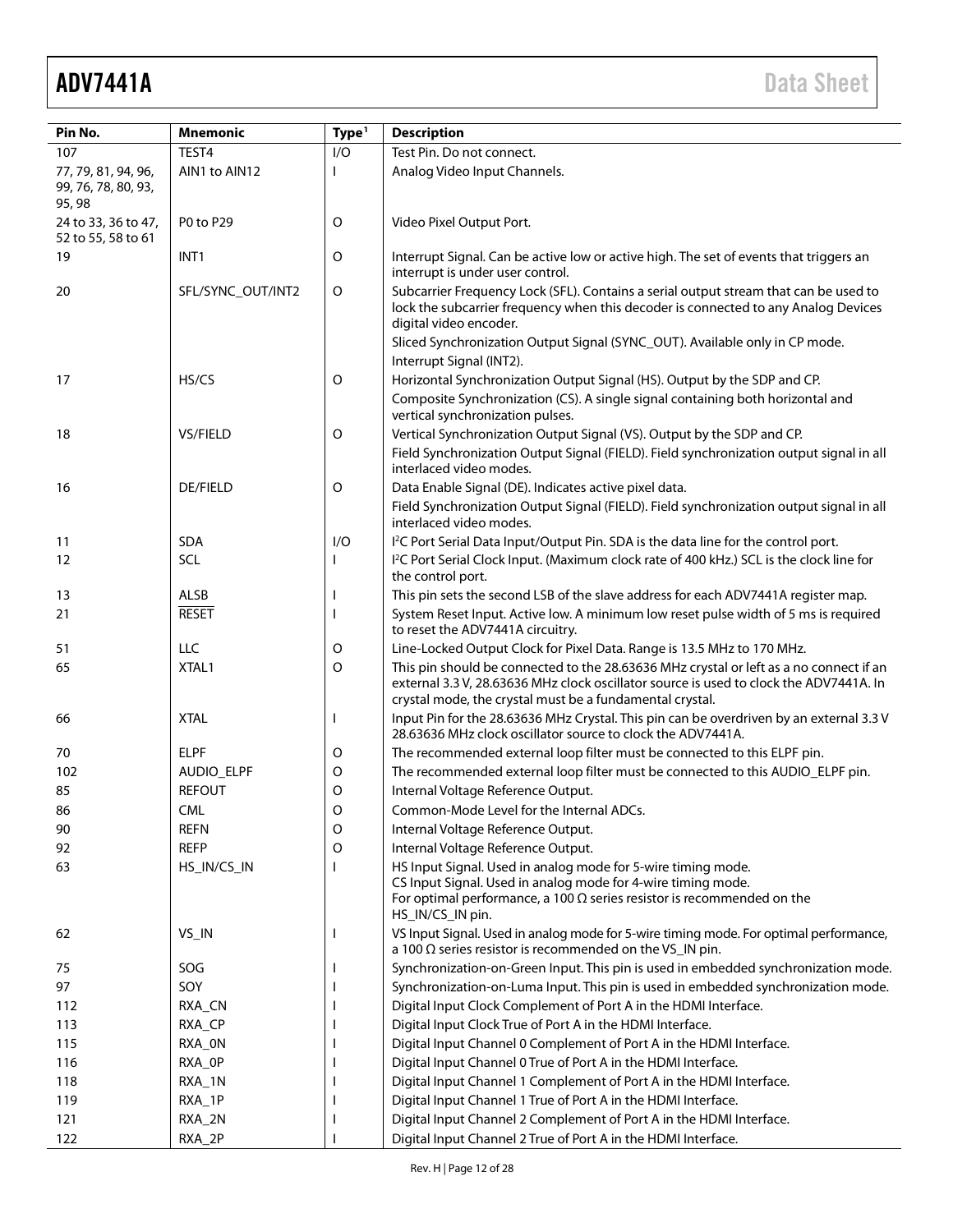| Pin No. | Mnemonic | Type[1] | Description |
|---|---|---|---|
| 107 | TEST4 | I/O | Test Pin. Do not connect. |
| 77, 79, 81, 94, 96, 99, 76, 78, 80, 93, 95, 98 | AIN1 to AIN12 | I | Analog Video Input Channels. |
| 24 to 33, 36 to 47, 52 to 55, 58 to 61 | P0 to P29 | O | Video Pixel Output Port. |
| 19 | INT1 | O | Interrupt Signal. Can be active low or active high. The set of events that triggers an interrupt is under user control. |
| 20 | SFL/SYNC_OUT/INT2 | O | Subcarrier Frequency Lock (SFL). Contains a serial output stream that can be used to lock the subcarrier frequency when this decoder is connected to any Analog Devices digital video encoder.<br>Sliced Synchronization Output Signal (SYNC_OUT). Available only in CP mode.<br>Interrupt Signal (INT2). |
| 17 | HS/CS | O | Horizontal Synchronization Output Signal (HS). Output by the SDP and CP.<br>Composite Synchronization (CS). A single signal containing both horizontal and vertical synchronization pulses. |
| 18 | VS/FIELD | O | Vertical Synchronization Output Signal (VS). Output by the SDP and CP.<br>Field Synchronization Output Signal (FIELD). Field synchronization output signal in all interlaced video modes. |
| 16 | DE/FIELD | O | Data Enable Signal (DE). Indicates active pixel data.<br>Field Synchronization Output Signal (FIELD). Field synchronization output signal in all interlaced video modes. |
| 11 | SDA | I/O | I²C Port Serial Data Input/Output Pin. SDA is the data line for the control port. |
| 12 | SCL | I | I²C Port Serial Clock Input. (Maximum clock rate of 400 kHz.) SCL is the clock line for the control port. |
| 13 | ALSB | I | This pin sets the second LSB of the slave address for each ADV7441A register map. |
| 21 | $\overline{\text{RESET}}$ | I | System Reset Input. Active low. A minimum low reset pulse width of 5 ms is required to reset the ADV7441A circuitry. |
| 51 | LLC | O | Line-Locked Output Clock for Pixel Data. Range is 13.5 MHz to 170 MHz. |
| 65 | XTAL1 | O | This pin should be connected to the 28.63636 MHz crystal or left as a no connect if an external 3.3 V, 28.63636 MHz clock oscillator source is used to clock the ADV7441A. In crystal mode, the crystal must be a fundamental crystal. |
| 66 | XTAL | I | Input Pin for the 28.63636 MHz Crystal. This pin can be overdriven by an external 3.3 V 28.63636 MHz clock oscillator source to clock the ADV7441A. |
| 70 | ELPF | O | The recommended external loop filter must be connected to this ELPF pin. |
| 102 | AUDIO_ELPF | O | The recommended external loop filter must be connected to this AUDIO_ELPF pin. |
| 85 | REFOUT | O | Internal Voltage Reference Output. |
| 86 | CML | O | Common-Mode Level for the Internal ADCs. |
| 90 | REFN | O | Internal Voltage Reference Output. |
| 92 | REFP | O | Internal Voltage Reference Output. |
| 63 | HS_IN/CS_IN | I | HS Input Signal. Used in analog mode for 5-wire timing mode.<br>CS Input Signal. Used in analog mode for 4-wire timing mode.<br>For optimal performance, a 100 Ω series resistor is recommended on the HS_IN/CS_IN pin. |
| 62 | VS_IN | I | VS Input Signal. Used in analog mode for 5-wire timing mode. For optimal performance, a 100 Ω series resistor is recommended on the VS_IN pin. |
| 75 | SOG | I | Synchronization-on-Green Input. This pin is used in embedded synchronization mode. |
| 97 | SOY | I | Synchronization-on-Luma Input. This pin is used in embedded synchronization mode. |
| 112 | RXA_CN | I | Digital Input Clock Complement of Port A in the HDMI Interface. |
| 113 | RXA_CP | I | Digital Input Clock True of Port A in the HDMI Interface. |
| 115 | RXA_0N | I | Digital Input Channel 0 Complement of Port A in the HDMI Interface. |
| 116 | RXA_0P | I | Digital Input Channel 0 True of Port A in the HDMI Interface. |
| 118 | RXA_1N | I | Digital Input Channel 1 Complement of Port A in the HDMI Interface. |
| 119 | RXA_1P | I | Digital Input Channel 1 True of Port A in the HDMI Interface. |
| 121 | RXA_2N | I | Digital Input Channel 2 Complement of Port A in the HDMI Interface. |
| 122 | RXA_2P | I | Digital Input Channel 2 True of Port A in the HDMI Interface. |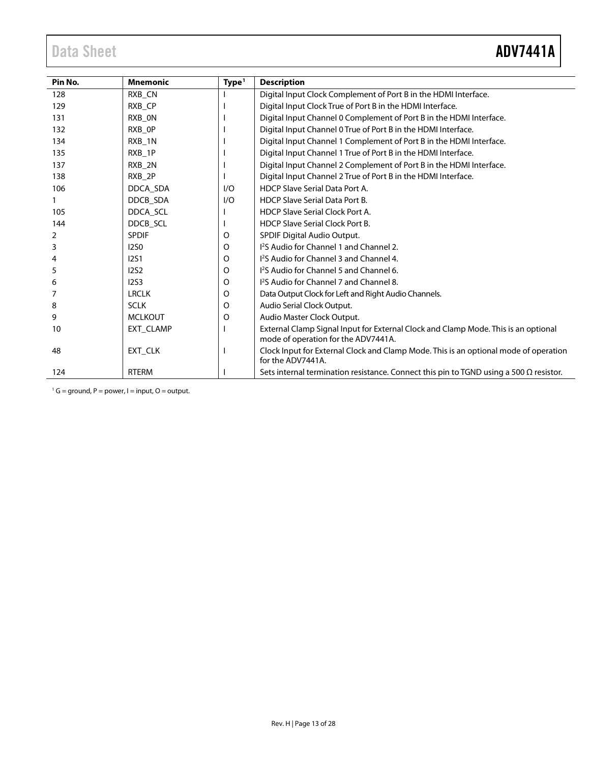| Pin No. | Mnemonic | Type[1] | Description |
| --- | --- | --- | --- |
| 128 | RXB_CN | I | Digital Input Clock Complement of Port B in the HDMI Interface. |
| 129 | RXB_CP | I | Digital Input Clock True of Port B in the HDMI Interface. |
| 131 | RXB_0N | I | Digital Input Channel 0 Complement of Port B in the HDMI Interface. |
| 132 | RXB_0P | I | Digital Input Channel 0 True of Port B in the HDMI Interface. |
| 134 | RXB_1N | I | Digital Input Channel 1 Complement of Port B in the HDMI Interface. |
| 135 | RXB_1P | I | Digital Input Channel 1 True of Port B in the HDMI Interface. |
| 137 | RXB_2N | I | Digital Input Channel 2 Complement of Port B in the HDMI Interface. |
| 138 | RXB_2P | I | Digital Input Channel 2 True of Port B in the HDMI Interface. |
| 106 | DDCA_SDA | I/O | HDCP Slave Serial Data Port A. |
| 1 | DDCB_SDA | I/O | HDCP Slave Serial Data Port B. |
| 105 | DDCA_SCL | I | HDCP Slave Serial Clock Port A. |
| 144 | DDCB_SCL | I | HDCP Slave Serial Clock Port B. |
| 2 | SPDIF | O | SPDIF Digital Audio Output. |
| 3 | I2S0 | O | $I^2S$ Audio for Channel 1 and Channel 2. |
| 4 | I2S1 | O | $I^2S$ Audio for Channel 3 and Channel 4. |
| 5 | I2S2 | O | $I^2S$ Audio for Channel 5 and Channel 6. |
| 6 | I2S3 | O | $I^2S$ Audio for Channel 7 and Channel 8. |
| 7 | LRCLK | O | Data Output Clock for Left and Right Audio Channels. |
| 8 | SCLK | O | Audio Serial Clock Output. |
| 9 | MCLKOUT | O | Audio Master Clock Output. |
| 10 | EXT_CLAMP | I | External Clamp Signal Input for External Clock and Clamp Mode. This is an optional mode of operation for the ADV7441A. |
| 48 | EXT_CLK | I | Clock Input for External Clock and Clamp Mode. This is an optional mode of operation for the ADV7441A. |
| 124 | RTERM | I | Sets internal termination resistance. Connect this pin to TGND using a 500 Ω resistor. |

[1] G = ground, P = power, I = input, O = output.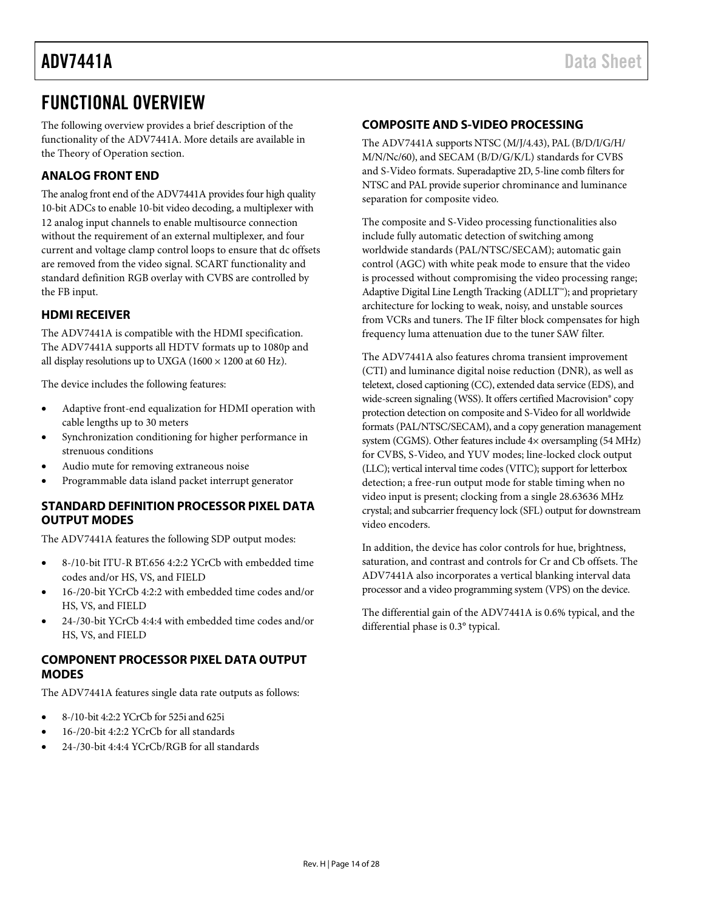# FUNCTIONAL OVERVIEW

The following overview provides a brief description of the functionality of the ADV7441A. More details are available in the Theory of Operation section.

## ANALOG FRONT END

The analog front end of the ADV7441A provides four high quality 10-bit ADCs to enable 10-bit video decoding, a multiplexer with 12 analog input channels to enable multisource connection without the requirement of an external multiplexer, and four current and voltage clamp control loops to ensure that dc offsets are removed from the video signal. SCART functionality and standard definition RGB overlay with CVBS are controlled by the FB input.

## HDMI RECEIVER

The ADV7441A is compatible with the HDMI specification. The ADV7441A supports all HDTV formats up to 1080p and all display resolutions up to UXGA (1600 × 1200 at 60 Hz).

The device includes the following features:

- Adaptive front-end equalization for HDMI operation with cable lengths up to 30 meters
- Synchronization conditioning for higher performance in strenuous conditions
- Audio mute for removing extraneous noise
- Programmable data island packet interrupt generator

## STANDARD DEFINITION PROCESSOR PIXEL DATA OUTPUT MODES

The ADV7441A features the following SDP output modes:

- 8-/10-bit ITU-R BT.656 4:2:2 YCrCb with embedded time codes and/or HS, VS, and FIELD
- 16-/20-bit YCrCb 4:2:2 with embedded time codes and/or HS, VS, and FIELD
- 24-/30-bit YCrCb 4:4:4 with embedded time codes and/or HS, VS, and FIELD

## COMPONENT PROCESSOR PIXEL DATA OUTPUT MODES

The ADV7441A features single data rate outputs as follows:

- 8-/10-bit 4:2:2 YCrCb for 525i and 625i
- 16-/20-bit 4:2:2 YCrCb for all standards
- 24-/30-bit 4:4:4 YCrCb/RGB for all standards

## COMPOSITE AND S-VIDEO PROCESSING

The ADV7441A supports NTSC (M/J/4.43), PAL (B/D/I/G/H/M/N/Nc/60), and SECAM (B/D/G/K/L) standards for CVBS and S-Video formats. Superadaptive 2D, 5-line comb filters for NTSC and PAL provide superior chrominance and luminance separation for composite video.

The composite and S-Video processing functionalities also include fully automatic detection of switching among worldwide standards (PAL/NTSC/SECAM); automatic gain control (AGC) with white peak mode to ensure that the video is processed without compromising the video processing range; Adaptive Digital Line Length Tracking (ADLLT™); and proprietary architecture for locking to weak, noisy, and unstable sources from VCRs and tuners. The IF filter block compensates for high frequency luma attenuation due to the tuner SAW filter.

The ADV7441A also features chroma transient improvement (CTI) and luminance digital noise reduction (DNR), as well as teletext, closed captioning (CC), extended data service (EDS), and wide-screen signaling (WSS). It offers certified Macrovision® copy protection detection on composite and S-Video for all worldwide formats (PAL/NTSC/SECAM), and a copy generation management system (CGMS). Other features include 4× oversampling (54 MHz) for CVBS, S-Video, and YUV modes; line-locked clock output (LLC); vertical interval time codes (VITC); support for letterbox detection; a free-run output mode for stable timing when no video input is present; clocking from a single 28.63636 MHz crystal; and subcarrier frequency lock (SFL) output for downstream video encoders.

In addition, the device has color controls for hue, brightness, saturation, and contrast and controls for Cr and Cb offsets. The ADV7441A also incorporates a vertical blanking interval data processor and a video programming system (VPS) on the device.

The differential gain of the ADV7441A is 0.6% typical, and the differential phase is 0.3° typical.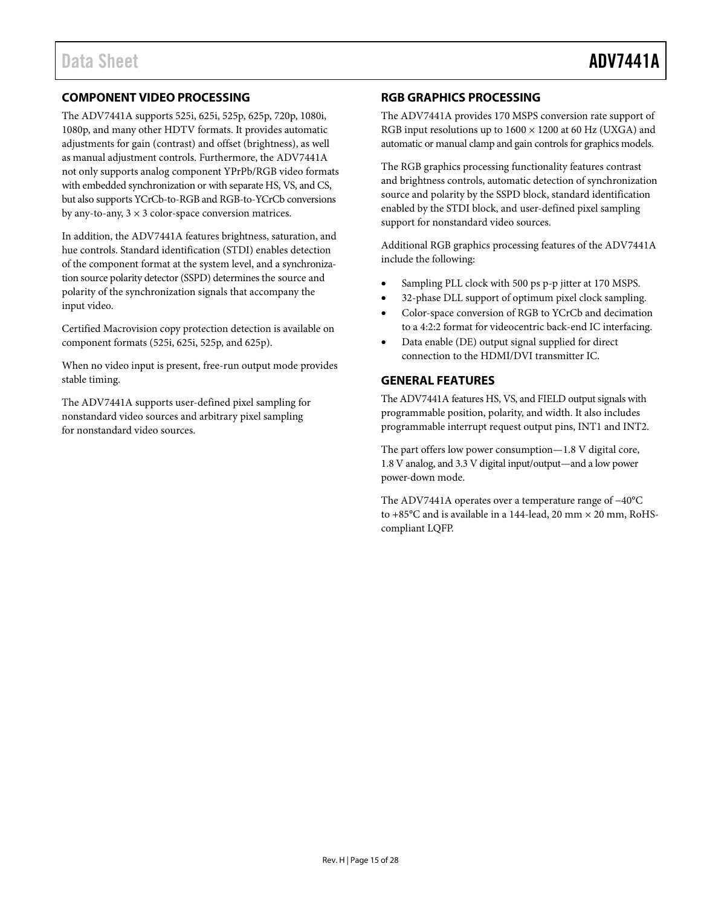## COMPONENT VIDEO PROCESSING

The ADV7441A supports 525i, 625i, 525p, 625p, 720p, 1080i, 1080p, and many other HDTV formats. It provides automatic adjustments for gain (contrast) and offset (brightness), as well as manual adjustment controls. Furthermore, the ADV7441A not only supports analog component YPrPb/RGB video formats with embedded synchronization or with separate HS, VS, and CS, but also supports YCrCb-to-RGB and RGB-to-YCrCb conversions by any-to-any, 3 × 3 color-space conversion matrices.

In addition, the ADV7441A features brightness, saturation, and hue controls. Standard identification (STDI) enables detection of the component format at the system level, and a synchronization source polarity detector (SSPD) determines the source and polarity of the synchronization signals that accompany the input video.

Certified Macrovision copy protection detection is available on component formats (525i, 625i, 525p, and 625p).

When no video input is present, free-run output mode provides stable timing.

The ADV7441A supports user-defined pixel sampling for nonstandard video sources and arbitrary pixel sampling for nonstandard video sources.

## RGB GRAPHICS PROCESSING

The ADV7441A provides 170 MSPS conversion rate support of RGB input resolutions up to 1600 × 1200 at 60 Hz (UXGA) and automatic or manual clamp and gain controls for graphics models.

The RGB graphics processing functionality features contrast and brightness controls, automatic detection of synchronization source and polarity by the SSPD block, standard identification enabled by the STDI block, and user-defined pixel sampling support for nonstandard video sources.

Additional RGB graphics processing features of the ADV7441A include the following:

- Sampling PLL clock with 500 ps p-p jitter at 170 MSPS.
- 32-phase DLL support of optimum pixel clock sampling.
- Color-space conversion of RGB to YCrCb and decimation to a 4:2:2 format for videocentric back-end IC interfacing.
- Data enable (DE) output signal supplied for direct connection to the HDMI/DVI transmitter IC.

## GENERAL FEATURES

The ADV7441A features HS, VS, and FIELD output signals with programmable position, polarity, and width. It also includes programmable interrupt request output pins, INT1 and INT2.

The part offers low power consumption—1.8 V digital core, 1.8 V analog, and 3.3 V digital input/output—and a low power power-down mode.

The ADV7441A operates over a temperature range of −40°C to +85°C and is available in a 144-lead, 20 mm × 20 mm, RoHS-compliant LQFP.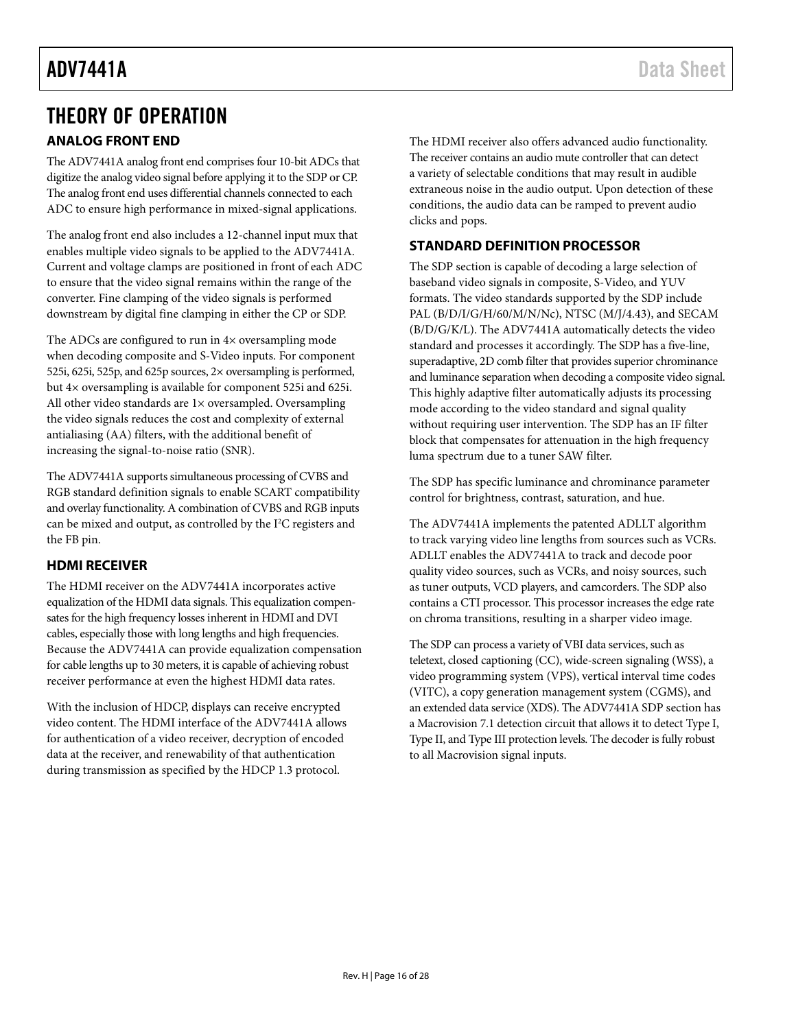# THEORY OF OPERATION

## ANALOG FRONT END

The ADV7441A analog front end comprises four 10-bit ADCs that digitize the analog video signal before applying it to the SDP or CP. The analog front end uses differential channels connected to each ADC to ensure high performance in mixed-signal applications.

The analog front end also includes a 12-channel input mux that enables multiple video signals to be applied to the ADV7441A. Current and voltage clamps are positioned in front of each ADC to ensure that the video signal remains within the range of the converter. Fine clamping of the video signals is performed downstream by digital fine clamping in either the CP or SDP.

The ADCs are configured to run in 4× oversampling mode when decoding composite and S-Video inputs. For component 525i, 625i, 525p, and 625p sources, 2× oversampling is performed, but 4× oversampling is available for component 525i and 625i. All other video standards are 1× oversampled. Oversampling the video signals reduces the cost and complexity of external antialiasing (AA) filters, with the additional benefit of increasing the signal-to-noise ratio (SNR).

The ADV7441A supports simultaneous processing of CVBS and RGB standard definition signals to enable SCART compatibility and overlay functionality. A combination of CVBS and RGB inputs can be mixed and output, as controlled by the I²C registers and the FB pin.

## HDMI RECEIVER

The HDMI receiver on the ADV7441A incorporates active equalization of the HDMI data signals. This equalization compensates for the high frequency losses inherent in HDMI and DVI cables, especially those with long lengths and high frequencies. Because the ADV7441A can provide equalization compensation for cable lengths up to 30 meters, it is capable of achieving robust receiver performance at even the highest HDMI data rates.

With the inclusion of HDCP, displays can receive encrypted video content. The HDMI interface of the ADV7441A allows for authentication of a video receiver, decryption of encoded data at the receiver, and renewability of that authentication during transmission as specified by the HDCP 1.3 protocol.

The HDMI receiver also offers advanced audio functionality. The receiver contains an audio mute controller that can detect a variety of selectable conditions that may result in audible extraneous noise in the audio output. Upon detection of these conditions, the audio data can be ramped to prevent audio clicks and pops.

## STANDARD DEFINITION PROCESSOR

The SDP section is capable of decoding a large selection of baseband video signals in composite, S-Video, and YUV formats. The video standards supported by the SDP include PAL (B/D/I/G/H/60/M/N/Nc), NTSC (M/J/4.43), and SECAM (B/D/G/K/L). The ADV7441A automatically detects the video standard and processes it accordingly. The SDP has a five-line, superadaptive, 2D comb filter that provides superior chrominance and luminance separation when decoding a composite video signal. This highly adaptive filter automatically adjusts its processing mode according to the video standard and signal quality without requiring user intervention. The SDP has an IF filter block that compensates for attenuation in the high frequency luma spectrum due to a tuner SAW filter.

The SDP has specific luminance and chrominance parameter control for brightness, contrast, saturation, and hue.

The ADV7441A implements the patented ADLLT algorithm to track varying video line lengths from sources such as VCRs. ADLLT enables the ADV7441A to track and decode poor quality video sources, such as VCRs, and noisy sources, such as tuner outputs, VCD players, and camcorders. The SDP also contains a CTI processor. This processor increases the edge rate on chroma transitions, resulting in a sharper video image.

The SDP can process a variety of VBI data services, such as teletext, closed captioning (CC), wide-screen signaling (WSS), a video programming system (VPS), vertical interval time codes (VITC), a copy generation management system (CGMS), and an extended data service (XDS). The ADV7441A SDP section has a Macrovision 7.1 detection circuit that allows it to detect Type I, Type II, and Type III protection levels. The decoder is fully robust to all Macrovision signal inputs.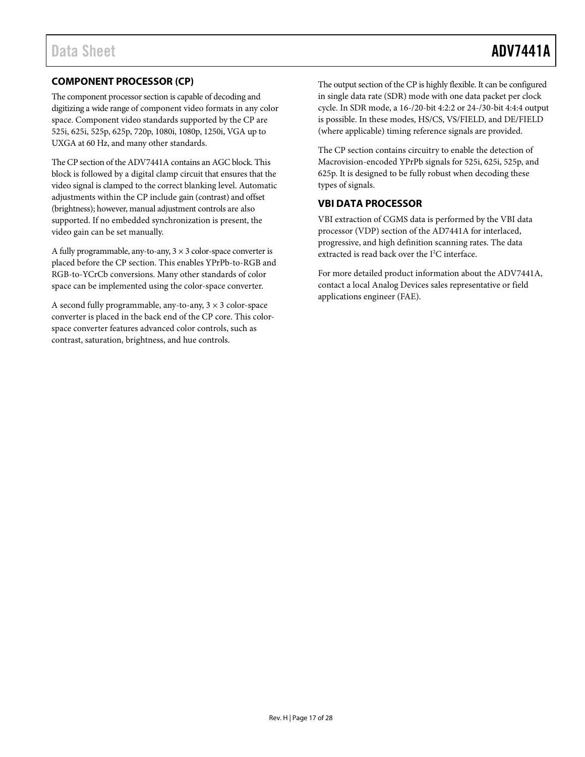## COMPONENT PROCESSOR (CP)

The component processor section is capable of decoding and digitizing a wide range of component video formats in any color space. Component video standards supported by the CP are 525i, 625i, 525p, 625p, 720p, 1080i, 1080p, 1250i, VGA up to UXGA at 60 Hz, and many other standards.

The CP section of the ADV7441A contains an AGC block. This block is followed by a digital clamp circuit that ensures that the video signal is clamped to the correct blanking level. Automatic adjustments within the CP include gain (contrast) and offset (brightness); however, manual adjustment controls are also supported. If no embedded synchronization is present, the video gain can be set manually.

A fully programmable, any-to-any, 3 × 3 color-space converter is placed before the CP section. This enables YPrPb-to-RGB and RGB-to-YCrCb conversions. Many other standards of color space can be implemented using the color-space converter.

A second fully programmable, any-to-any, 3 × 3 color-space converter is placed in the back end of the CP core. This color-space converter features advanced color controls, such as contrast, saturation, brightness, and hue controls.

The output section of the CP is highly flexible. It can be configured in single data rate (SDR) mode with one data packet per clock cycle. In SDR mode, a 16-/20-bit 4:2:2 or 24-/30-bit 4:4:4 output is possible. In these modes, HS/CS, VS/FIELD, and DE/FIELD (where applicable) timing reference signals are provided.

The CP section contains circuitry to enable the detection of Macrovision-encoded YPrPb signals for 525i, 625i, 525p, and 625p. It is designed to be fully robust when decoding these types of signals.

## VBI DATA PROCESSOR

VBI extraction of CGMS data is performed by the VBI data processor (VDP) section of the AD7441A for interlaced, progressive, and high definition scanning rates. The data extracted is read back over the $I^2C$ interface.

For more detailed product information about the ADV7441A, contact a local Analog Devices sales representative or field applications engineer (FAE).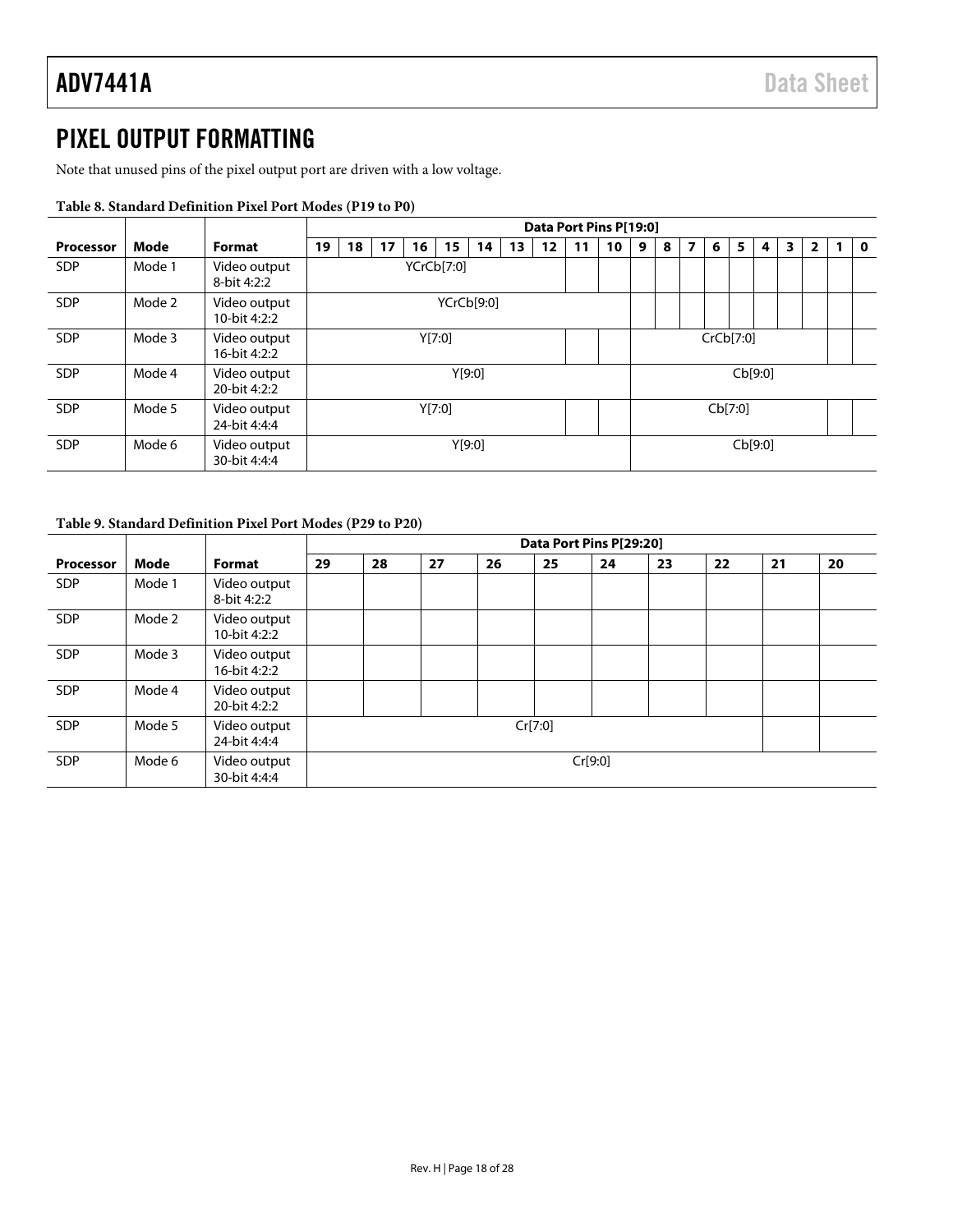# PIXEL OUTPUT FORMATTING

Note that unused pins of the pixel output port are driven with a low voltage.

**Table 8. Standard Definition Pixel Port Modes (P19 to P0)**

| | | | Data Port Pins P[19:0] | | | | | | | | | | | | | | | | | | | |
|---|---|---|---|---|---|---|---|---|---|---|---|---|---|---|---|---|---|---|---|---|---|---|
| **Processor** | **Mode** | **Format** | **19** | **18** | **17** | **16** | **15** | **14** | **13** | **12** | **11** | **10** | **9** | **8** | **7** | **6** | **5** | **4** | **3** | **2** | **1** | **0** |
| SDP | Mode 1 | Video output 8-bit 4:2:2 | YCrCb[7:0] | | | | | | | | | | | | | | | | | | | |
| SDP | Mode 2 | Video output 10-bit 4:2:2 | YCrCb[9:0] | | | | | | | | | | | | | | | | | | | |
| SDP | Mode 3 | Video output 16-bit 4:2:2 | Y[7:0] | | | | | | | | | | CrCb[7:0] | | | | | | | | | |
| SDP | Mode 4 | Video output 20-bit 4:2:2 | Y[9:0] | | | | | | | | | | Cb[9:0] | | | | | | | | | |
| SDP | Mode 5 | Video output 24-bit 4:4:4 | Y[7:0] | | | | | | | | | | Cb[7:0] | | | | | | | | | |
| SDP | Mode 6 | Video output 30-bit 4:4:4 | Y[9:0] | | | | | | | | | | Cb[9:0] | | | | | | | | | |

**Table 9. Standard Definition Pixel Port Modes (P29 to P20)**

| | | | Data Port Pins P[29:20] | | | | | | | | | |
|---|---|---|---|---|---|---|---|---|---|---|---|---|
| **Processor** | **Mode** | **Format** | **29** | **28** | **27** | **26** | **25** | **24** | **23** | **22** | **21** | **20** |
| SDP | Mode 1 | Video output 8-bit 4:2:2 | | | | | | | | | | |
| SDP | Mode 2 | Video output 10-bit 4:2:2 | | | | | | | | | | |
| SDP | Mode 3 | Video output 16-bit 4:2:2 | | | | | | | | | | |
| SDP | Mode 4 | Video output 20-bit 4:2:2 | | | | | | | | | | |
| SDP | Mode 5 | Video output 24-bit 4:4:4 | Cr[7:0] | | | | | | | | | |
| SDP | Mode 6 | Video output 30-bit 4:4:4 | Cr[9:0] | | | | | | | | | |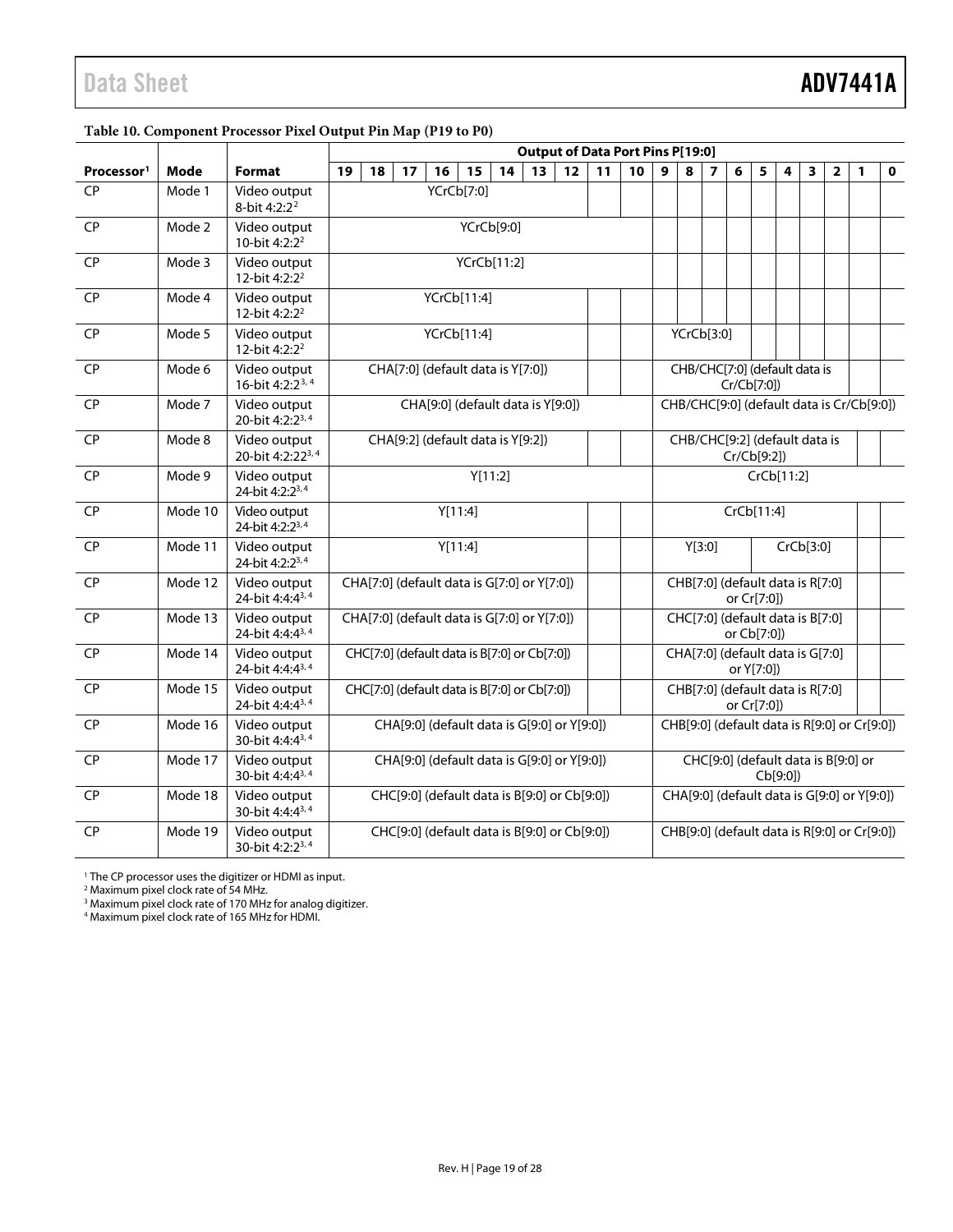**Table 10. Component Processor Pixel Output Pin Map (P19 to P0)**

In this table, each data output value is placed in the highest-numbered pin column of its range; the following empty pin columns belong to the same range. For example, Mode 1's YCrCb[7:0] covers P19 to P12.

| | | | Output of Data Port Pins P[19:0] | | | | | | | | | | | | | | | | | | | |
|---|---|---|---|---|---|---|---|---|---|---|---|---|---|---|---|---|---|---|---|---|---|---|
| Processor[1] | Mode | Format | 19 | 18 | 17 | 16 | 15 | 14 | 13 | 12 | 11 | 10 | 9 | 8 | 7 | 6 | 5 | 4 | 3 | 2 | 1 | 0 |
| CP | Mode 1 | Video output 8-bit 4:2:2[2] | YCrCb[7:0] | | | | | | | | | | | | | | | | | | | |
| CP | Mode 2 | Video output 10-bit 4:2:2[2] | YCrCb[9:0] | | | | | | | | | | | | | | | | | | | |
| CP | Mode 3 | Video output 12-bit 4:2:2[2] | YCrCb[11:2] | | | | | | | | | | | | | | | | | | | |
| CP | Mode 4 | Video output 12-bit 4:2:2[2] | YCrCb[11:4] | | | | | | | | | | | | | | | | | | | |
| CP | Mode 5 | Video output 12-bit 4:2:2[2] | YCrCb[11:4] | | | | | | | | | | YCrCb[3:0] | | | | | | | | | |
| CP | Mode 6 | Video output 16-bit 4:2:2[3, 4] | CHA[7:0] (default data is Y[7:0]) | | | | | | | | | | CHB/CHC[7:0] (default data is Cr/Cb[7:0]) | | | | | | | | | |
| CP | Mode 7 | Video output 20-bit 4:2:2[3, 4] | CHA[9:0] (default data is Y[9:0]) | | | | | | | | | | CHB/CHC[9:0] (default data is Cr/Cb[9:0]) | | | | | | | | | |
| CP | Mode 8 | Video output 20-bit 4:2:22[3, 4] | CHA[9:2] (default data is Y[9:2]) | | | | | | | | | | CHB/CHC[9:2] (default data is Cr/Cb[9:2]) | | | | | | | | | |
| CP | Mode 9 | Video output 24-bit 4:2:2[3, 4] | Y[11:2] | | | | | | | | | | CrCb[11:2] | | | | | | | | | |
| CP | Mode 10 | Video output 24-bit 4:2:2[3, 4] | Y[11:4] | | | | | | | | | | CrCb[11:4] | | | | | | | | | |
| CP | Mode 11 | Video output 24-bit 4:2:2[3, 4] | Y[11:4] | | | | | | | | | | Y[3:0] | | | | CrCb[3:0] | | | | | |
| CP | Mode 12 | Video output 24-bit 4:4:4[3, 4] | CHA[7:0] (default data is G[7:0] or Y[7:0]) | | | | | | | | | | CHB[7:0] (default data is R[7:0] or Cr[7:0]) | | | | | | | | | |
| CP | Mode 13 | Video output 24-bit 4:4:4[3, 4] | CHA[7:0] (default data is G[7:0] or Y[7:0]) | | | | | | | | | | CHC[7:0] (default data is B[7:0] or Cb[7:0]) | | | | | | | | | |
| CP | Mode 14 | Video output 24-bit 4:4:4[3, 4] | CHC[7:0] (default data is B[7:0] or Cb[7:0]) | | | | | | | | | | CHA[7:0] (default data is G[7:0] or Y[7:0]) | | | | | | | | | |
| CP | Mode 15 | Video output 24-bit 4:4:4[3, 4] | CHC[7:0] (default data is B[7:0] or Cb[7:0]) | | | | | | | | | | CHB[7:0] (default data is R[7:0] or Cr[7:0]) | | | | | | | | | |
| CP | Mode 16 | Video output 30-bit 4:4:4[3, 4] | CHA[9:0] (default data is G[9:0] or Y[9:0]) | | | | | | | | | | CHB[9:0] (default data is R[9:0] or Cr[9:0]) | | | | | | | | | |
| CP | Mode 17 | Video output 30-bit 4:4:4[3, 4] | CHA[9:0] (default data is G[9:0] or Y[9:0]) | | | | | | | | | | CHC[9:0] (default data is B[9:0] or Cb[9:0]) | | | | | | | | | |
| CP | Mode 18 | Video output 30-bit 4:4:4[3, 4] | CHC[9:0] (default data is B[9:0] or Cb[9:0]) | | | | | | | | | | CHA[9:0] (default data is G[9:0] or Y[9:0]) | | | | | | | | | |
| CP | Mode 19 | Video output 30-bit 4:2:2[3, 4] | CHC[9:0] (default data is B[9:0] or Cb[9:0]) | | | | | | | | | | CHB[9:0] (default data is R[9:0] or Cr[9:0]) | | | | | | | | | |

[1] The CP processor uses the digitizer or HDMI as input.
[2] Maximum pixel clock rate of 54 MHz.
[3] Maximum pixel clock rate of 170 MHz for analog digitizer.
[4] Maximum pixel clock rate of 165 MHz for HDMI.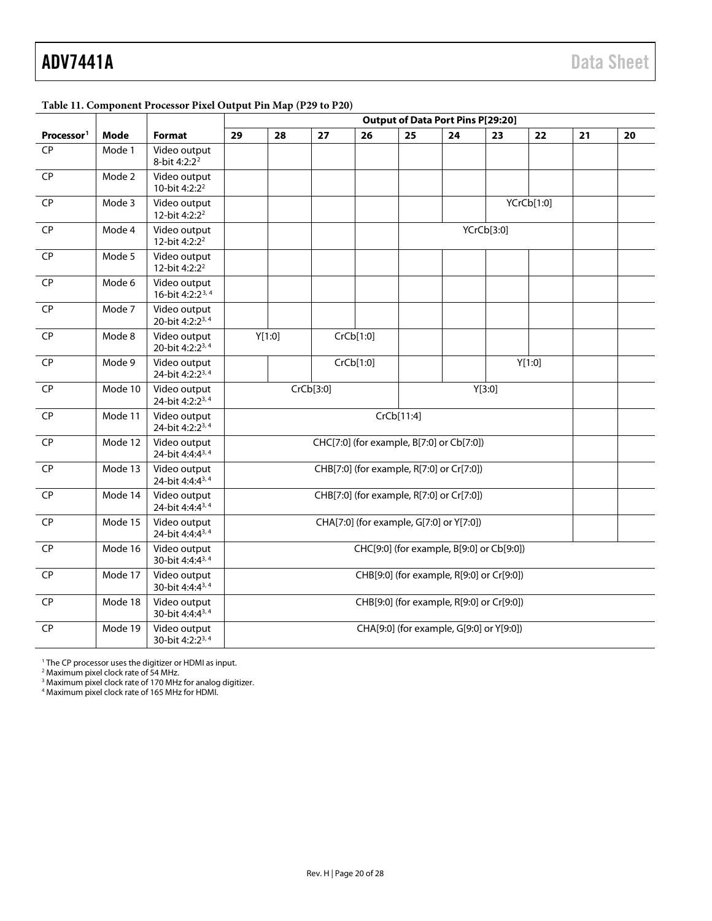**Table 11. Component Processor Pixel Output Pin Map (P29 to P20)**

| | | | Output of Data Port Pins P[29:20] | | | | | | | | | |
|---|---|---|---|---|---|---|---|---|---|---|---|---|
| Processor[1] | Mode | Format | 29 | 28 | 27 | 26 | 25 | 24 | 23 | 22 | 21 | 20 |
| CP | Mode 1 | Video output 8-bit 4:2:2[2] | | | | | | | | | | |
| CP | Mode 2 | Video output 10-bit 4:2:2[2] | | | | | | | | | | |
| CP | Mode 3 | Video output 12-bit 4:2:2[2] | | | | | | | YCrCb[1:0] | | | |
| CP | Mode 4 | Video output 12-bit 4:2:2[2] | | | | | YCrCb[3:0] | | | | | |
| CP | Mode 5 | Video output 12-bit 4:2:2[2] | | | | | | | | | | |
| CP | Mode 6 | Video output 16-bit 4:2:2[3, 4] | | | | | | | | | | |
| CP | Mode 7 | Video output 20-bit 4:2:2[3, 4] | | | | | | | | | | |
| CP | Mode 8 | Video output 20-bit 4:2:2[3, 4] | Y[1:0] | | CrCb[1:0] | | | | | | | |
| CP | Mode 9 | Video output 24-bit 4:2:2[3, 4] | | | CrCb[1:0] | | | | Y[1:0] | | | |
| CP | Mode 10 | Video output 24-bit 4:2:2[3, 4] | CrCb[3:0] | | | | Y[3:0] | | | | | |
| CP | Mode 11 | Video output 24-bit 4:2:2[3, 4] | CrCb[11:4] | | | | | | | | | |
| CP | Mode 12 | Video output 24-bit 4:4:4[3, 4] | CHC[7:0] (for example, B[7:0] or Cb[7:0]) | | | | | | | | | |
| CP | Mode 13 | Video output 24-bit 4:4:4[3, 4] | CHB[7:0] (for example, R[7:0] or Cr[7:0]) | | | | | | | | | |
| CP | Mode 14 | Video output 24-bit 4:4:4[3, 4] | CHB[7:0] (for example, R[7:0] or Cr[7:0]) | | | | | | | | | |
| CP | Mode 15 | Video output 24-bit 4:4:4[3, 4] | CHA[7:0] (for example, G[7:0] or Y[7:0]) | | | | | | | | | |
| CP | Mode 16 | Video output 30-bit 4:4:4[3, 4] | CHC[9:0] (for example, B[9:0] or Cb[9:0]) | | | | | | | | | |
| CP | Mode 17 | Video output 30-bit 4:4:4[3, 4] | CHB[9:0] (for example, R[9:0] or Cr[9:0]) | | | | | | | | | |
| CP | Mode 18 | Video output 30-bit 4:4:4[3, 4] | CHB[9:0] (for example, R[9:0] or Cr[9:0]) | | | | | | | | | |
| CP | Mode 19 | Video output 30-bit 4:2:2[3, 4] | CHA[9:0] (for example, G[9:0] or Y[9:0]) | | | | | | | | | |

[1] The CP processor uses the digitizer or HDMI as input.
[2] Maximum pixel clock rate of 54 MHz.
[3] Maximum pixel clock rate of 170 MHz for analog digitizer.
[4] Maximum pixel clock rate of 165 MHz for HDMI.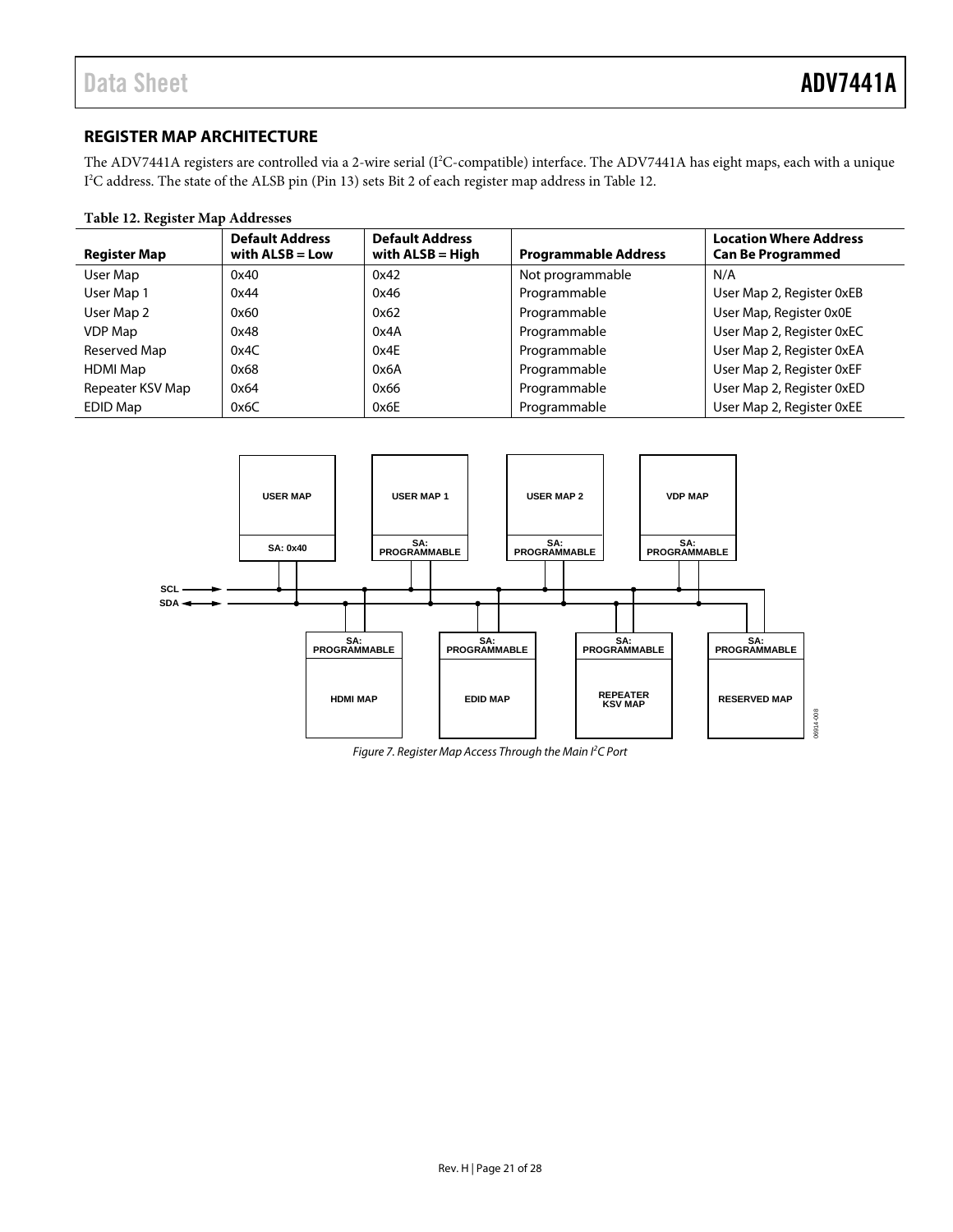## REGISTER MAP ARCHITECTURE

The ADV7441A registers are controlled via a 2-wire serial (I²C-compatible) interface. The ADV7441A has eight maps, each with a unique I²C address. The state of the ALSB pin (Pin 13) sets Bit 2 of each register map address in Table 12.

**Table 12. Register Map Addresses**

| Register Map | Default Address with ALSB = Low | Default Address with ALSB = High | Programmable Address | Location Where Address Can Be Programmed |
|---|---|---|---|---|
| User Map | 0x40 | 0x42 | Not programmable | N/A |
| User Map 1 | 0x44 | 0x46 | Programmable | User Map 2, Register 0xEB |
| User Map 2 | 0x60 | 0x62 | Programmable | User Map, Register 0x0E |
| VDP Map | 0x48 | 0x4A | Programmable | User Map 2, Register 0xEC |
| Reserved Map | 0x4C | 0x4E | Programmable | User Map 2, Register 0xEA |
| HDMI Map | 0x68 | 0x6A | Programmable | User Map 2, Register 0xEF |
| Repeater KSV Map | 0x64 | 0x66 | Programmable | User Map 2, Register 0xED |
| EDID Map | 0x6C | 0x6E | Programmable | User Map 2, Register 0xEE |

*Figure 7. Register Map Access Through the Main I²C Port*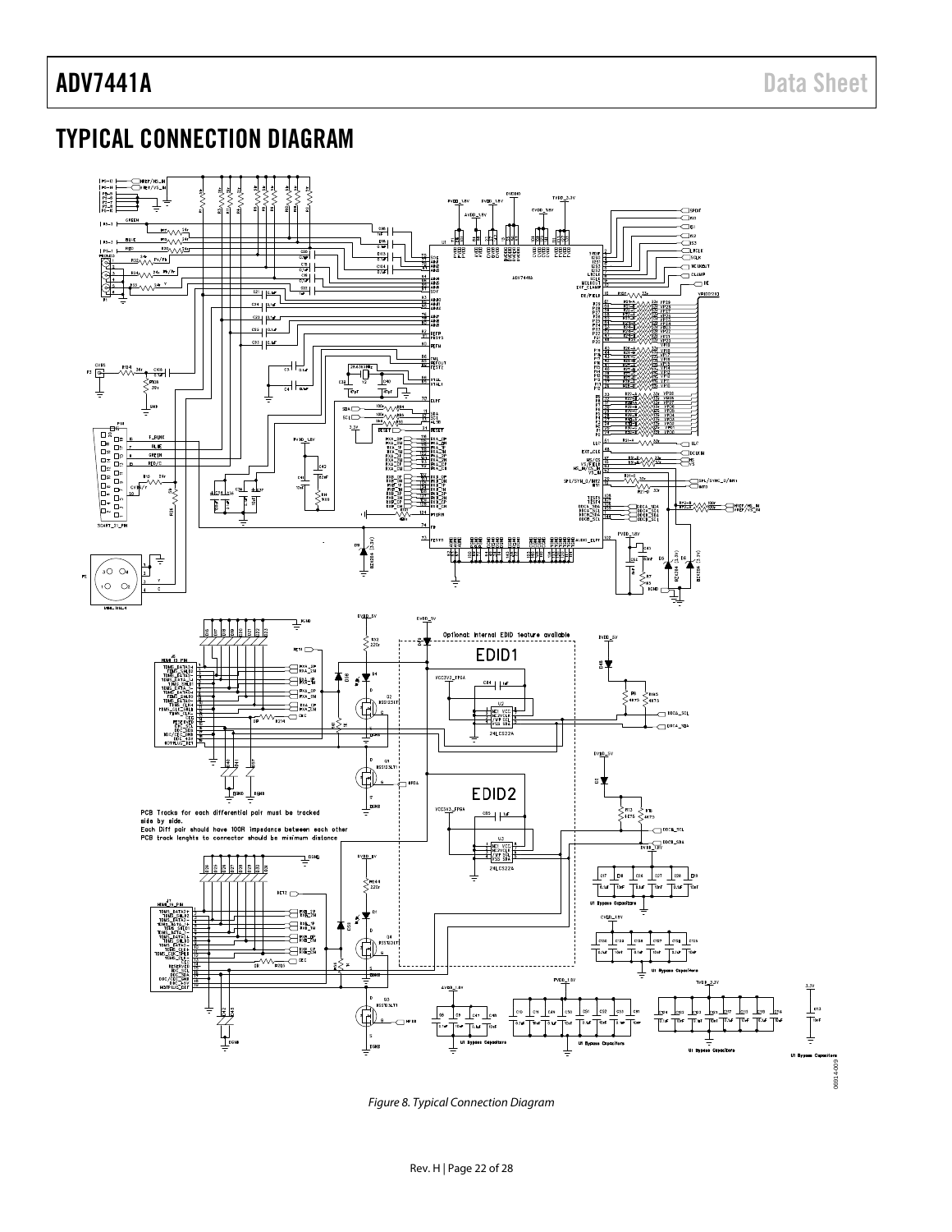## TYPICAL CONNECTION DIAGRAM

Figure 8. Typical Connection Diagram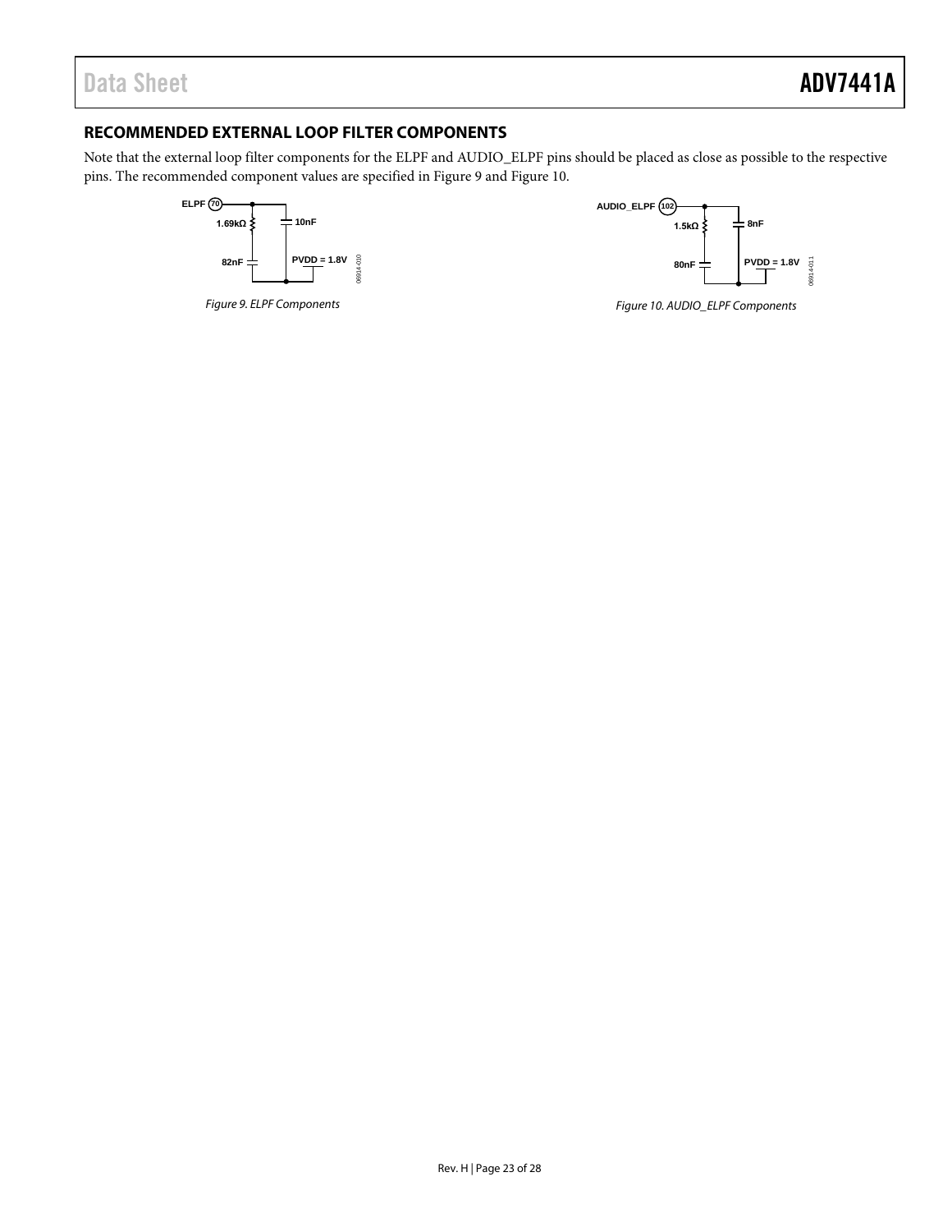## RECOMMENDED EXTERNAL LOOP FILTER COMPONENTS

Note that the external loop filter components for the ELPF and AUDIO_ELPF pins should be placed as close as possible to the respective pins. The recommended component values are specified in Figure 9 and Figure 10.

*Figure 9. ELPF Components*

*Figure 10. AUDIO_ELPF Components*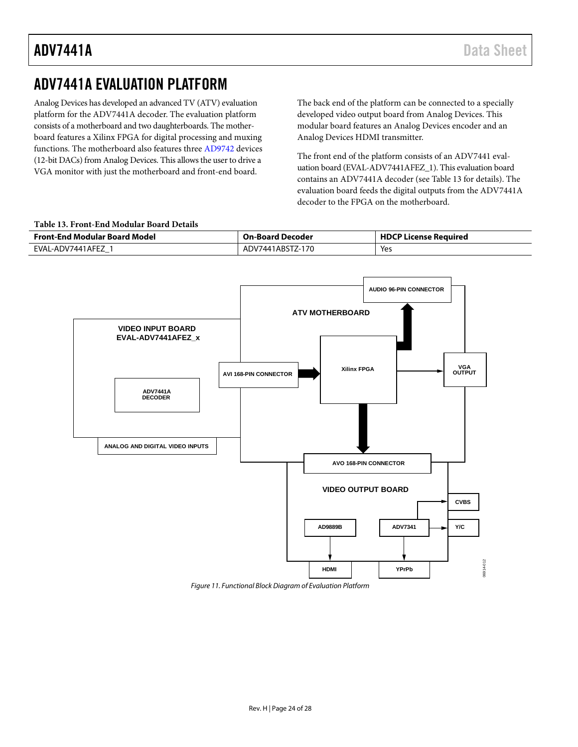# ADV7441A EVALUATION PLATFORM

Analog Devices has developed an advanced TV (ATV) evaluation platform for the ADV7441A decoder. The evaluation platform consists of a motherboard and two daughterboards. The motherboard features a Xilinx FPGA for digital processing and muxing functions. The motherboard also features three AD9742 devices (12-bit DACs) from Analog Devices. This allows the user to drive a VGA monitor with just the motherboard and front-end board.

The back end of the platform can be connected to a specially developed video output board from Analog Devices. This modular board features an Analog Devices encoder and an Analog Devices HDMI transmitter.

The front end of the platform consists of an ADV7441 evaluation board (EVAL-ADV7441AFEZ_1). This evaluation board contains an ADV7441A decoder (see Table 13 for details). The evaluation board feeds the digital outputs from the ADV7441A decoder to the FPGA on the motherboard.

**Table 13. Front-End Modular Board Details**

| Front-End Modular Board Model | On-Board Decoder | HDCP License Required |
|---|---|---|
| EVAL-ADV7441AFEZ_1 | ADV7441ABSTZ-170 | Yes |

*Figure 11. Functional Block Diagram of Evaluation Platform*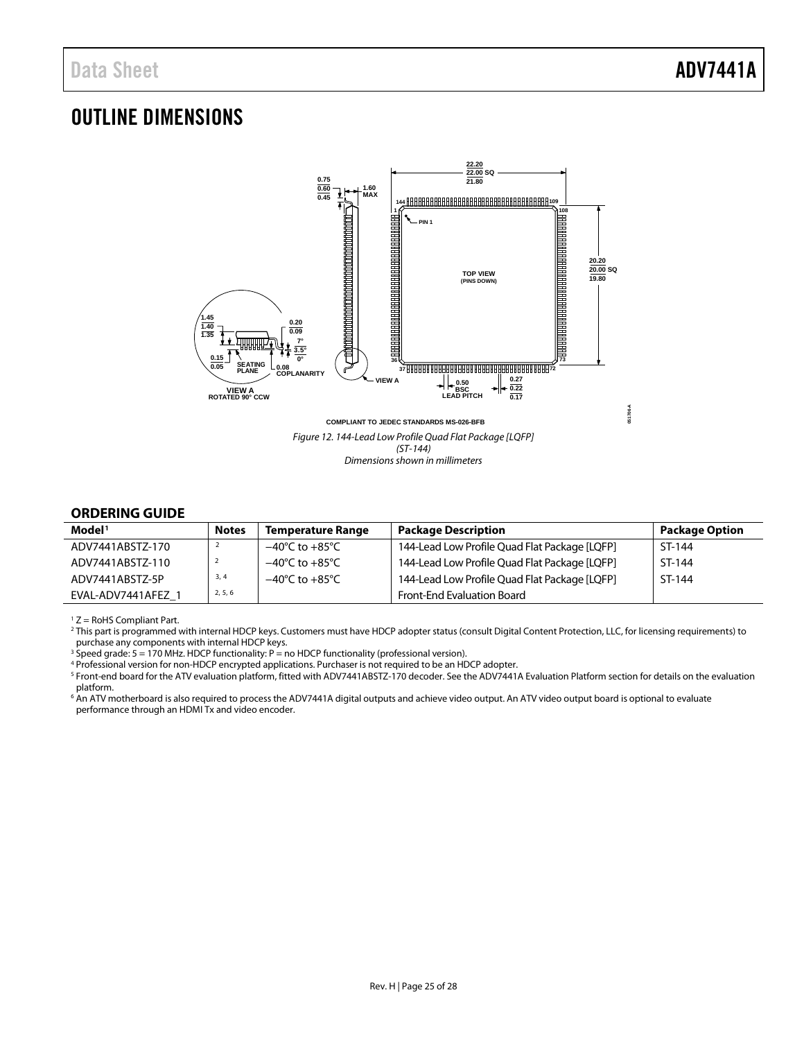## OUTLINE DIMENSIONS

COMPLIANT TO JEDEC STANDARDS MS-026-BFB

*Figure 12. 144-Lead Low Profile Quad Flat Package [LQFP] (ST-144) Dimensions shown in millimeters*

### ORDERING GUIDE

| Model[1] | Notes | Temperature Range | Package Description | Package Option |
|---|---|---|---|---|
| ADV7441ABSTZ-170 | 2 | −40°C to +85°C | 144-Lead Low Profile Quad Flat Package [LQFP] | ST-144 |
| ADV7441ABSTZ-110 | 2 | −40°C to +85°C | 144-Lead Low Profile Quad Flat Package [LQFP] | ST-144 |
| ADV7441ABSTZ-5P | 3, 4 | −40°C to +85°C | 144-Lead Low Profile Quad Flat Package [LQFP] | ST-144 |
| EVAL-ADV7441AFEZ_1 | 2, 5, 6 | | Front-End Evaluation Board | |

[1] Z = RoHS Compliant Part.

[2] This part is programmed with internal HDCP keys. Customers must have HDCP adopter status (consult Digital Content Protection, LLC, for licensing requirements) to purchase any components with internal HDCP keys.

[3] Speed grade: 5 = 170 MHz. HDCP functionality: P = no HDCP functionality (professional version).

[4] Professional version for non-HDCP encrypted applications. Purchaser is not required to be an HDCP adopter.

[5] Front-end board for the ATV evaluation platform, fitted with ADV7441ABSTZ-170 decoder. See the ADV7441A Evaluation Platform section for details on the evaluation platform.

[6] An ATV motherboard is also required to process the ADV7441A digital outputs and achieve video output. An ATV video output board is optional to evaluate performance through an HDMI Tx and video encoder.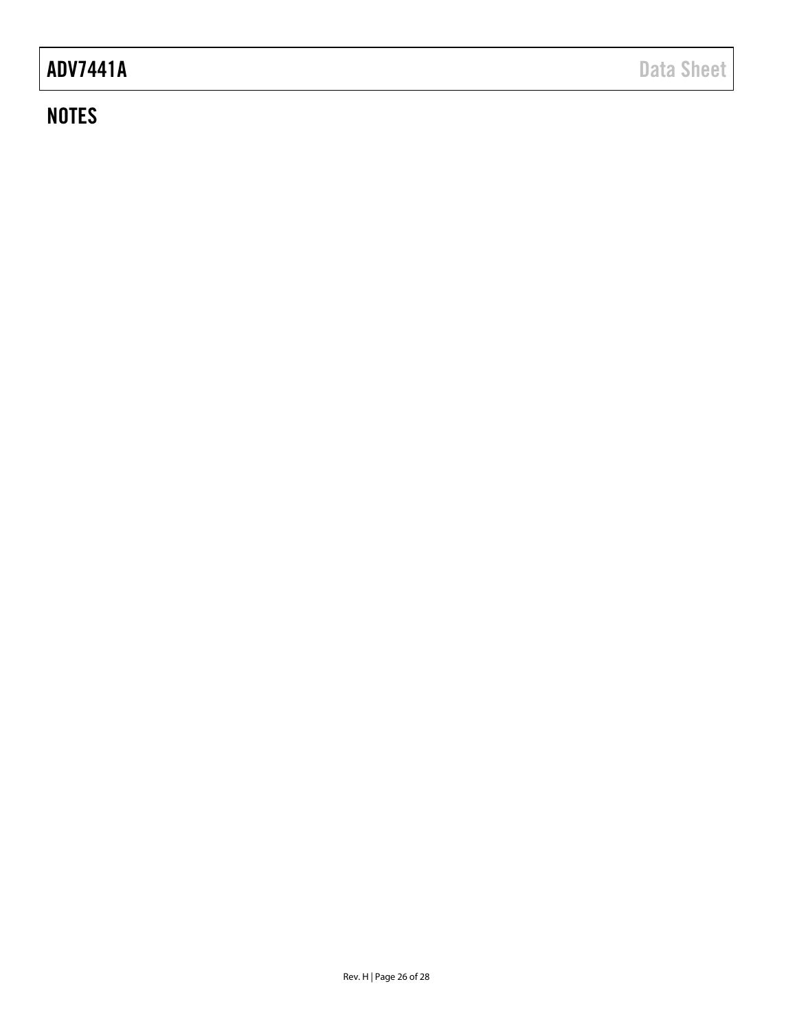## NOTES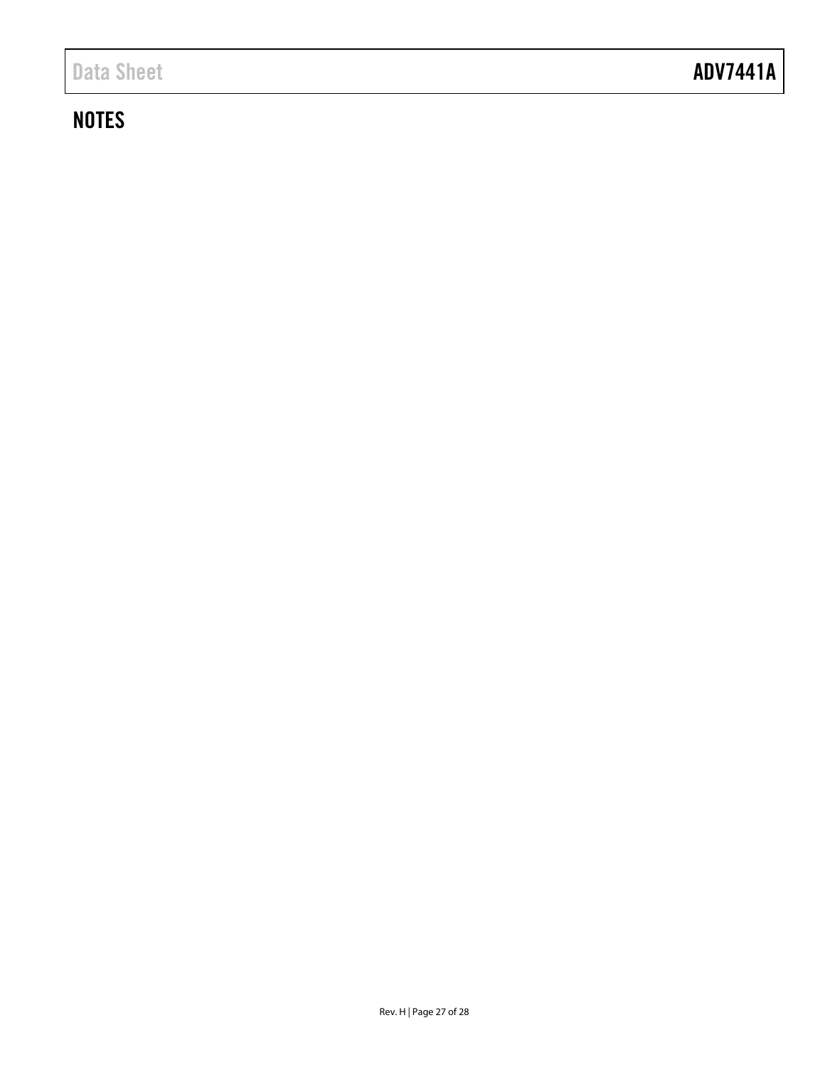## NOTES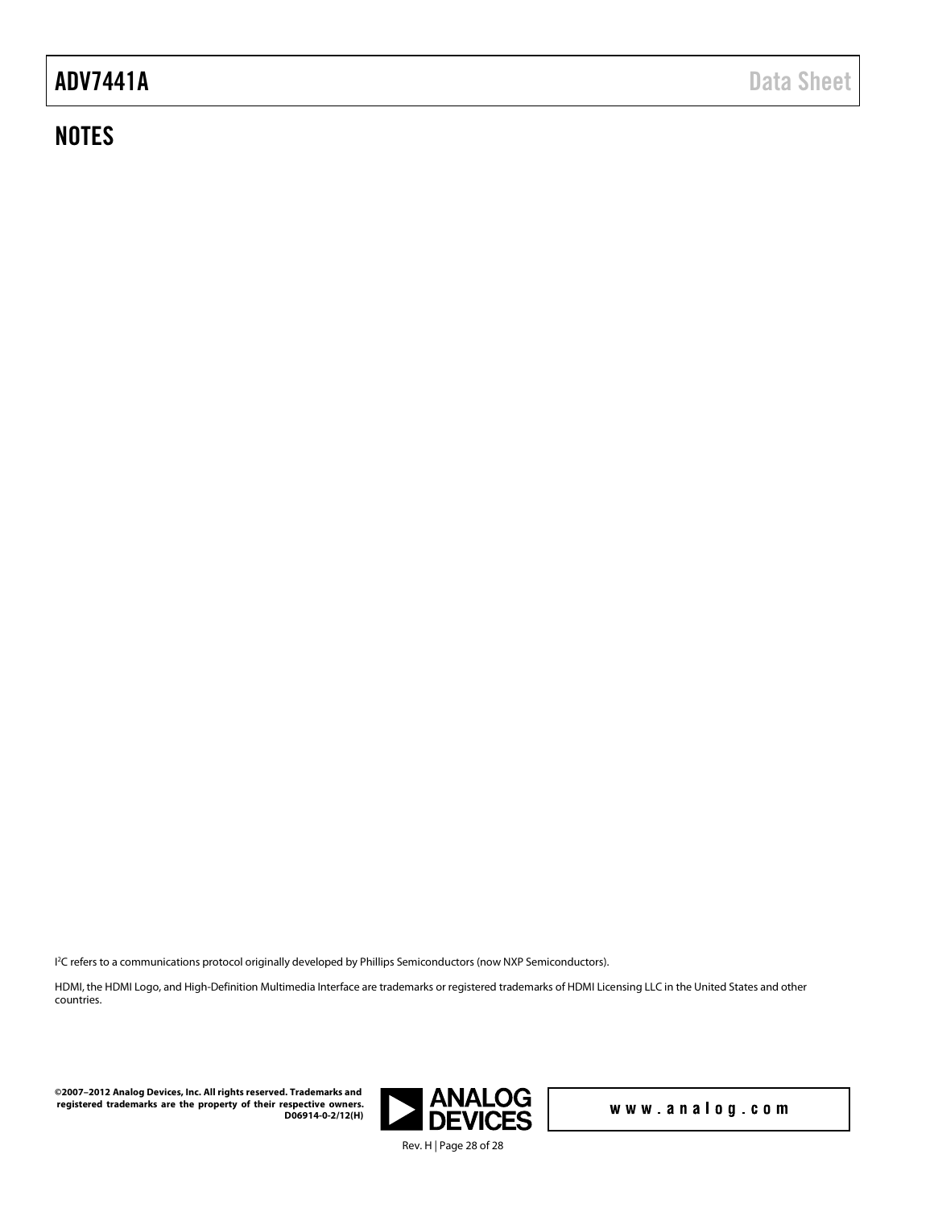## NOTES

I²C refers to a communications protocol originally developed by Phillips Semiconductors (now NXP Semiconductors).

HDMI, the HDMI Logo, and High-Definition Multimedia Interface are trademarks or registered trademarks of HDMI Licensing LLC in the United States and other countries.

**©2007–2012 Analog Devices, Inc. All rights reserved. Trademarks and registered trademarks are the property of their respective owners. D06914-0-2/12(H)**

ANALOG DEVICES

www.analog.com